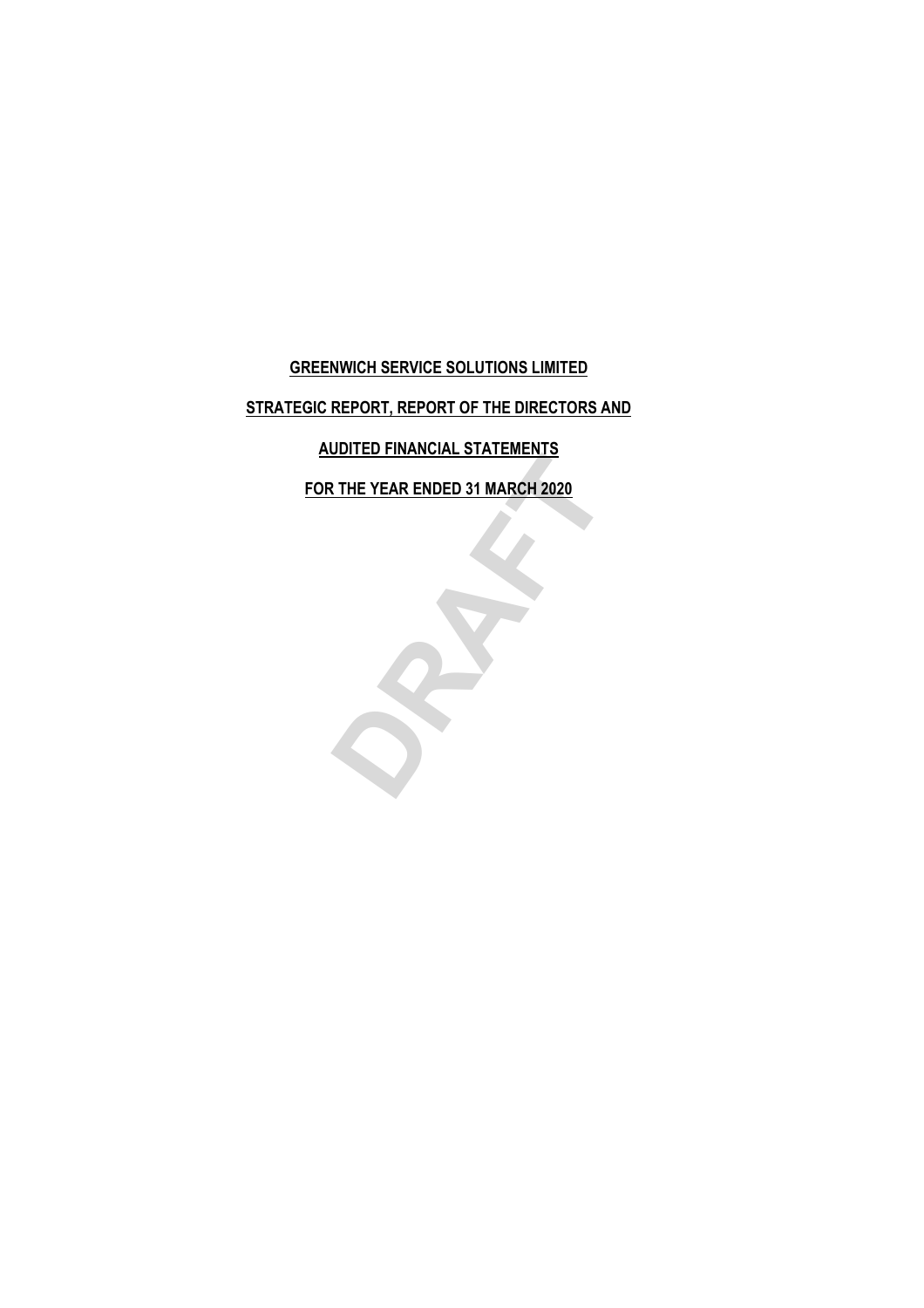**GREENWICH SERVICE SOLUTIONS LIMITED**

**STRATEGIC REPORT, REPORT OF THE DIRECTORS AND**

**AUDITED FINANCIAL STATEMENTS**

**FOR THE YEAR ENDED 31 MARCH 2020**

DRAFT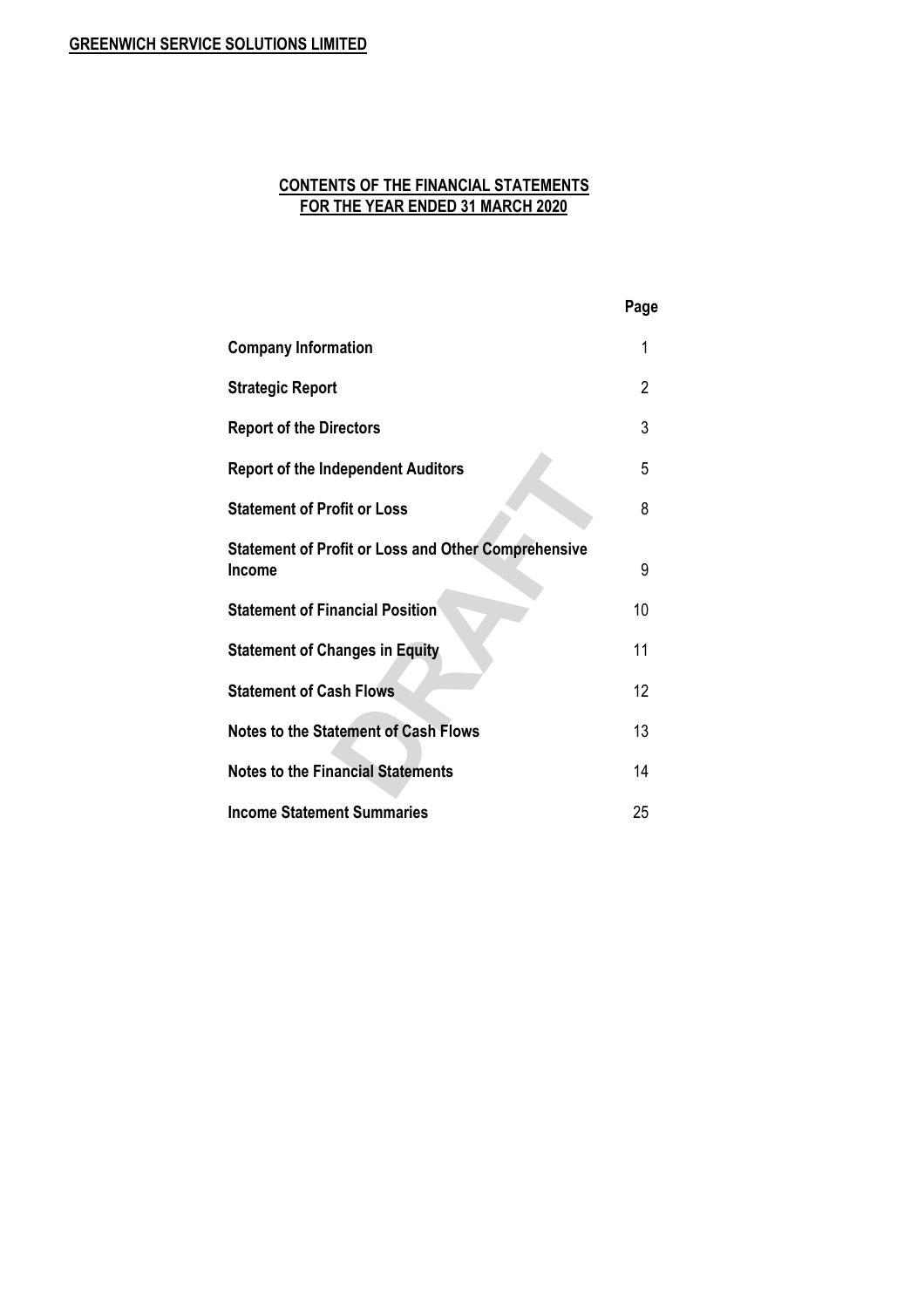**GREENWICH SERVICE SOLUTIONS LIMITED**

## CONTENTS OF THE FINANCIAL STATEMENTS FOR THE YEAR ENDED 31 MARCH 2020

| | Page |
|---|---|
| **Company Information** | 1 |
| **Strategic Report** | 2 |
| **Report of the Directors** | 3 |
| **Report of the Independent Auditors** | 5 |
| **Statement of Profit or Loss** | 8 |
| **Statement of Profit or Loss and Other Comprehensive Income** | 9 |
| **Statement of Financial Position** | 10 |
| **Statement of Changes in Equity** | 11 |
| **Statement of Cash Flows** | 12 |
| **Notes to the Statement of Cash Flows** | 13 |
| **Notes to the Financial Statements** | 14 |
| **Income Statement Summaries** | 25 |

DRAFT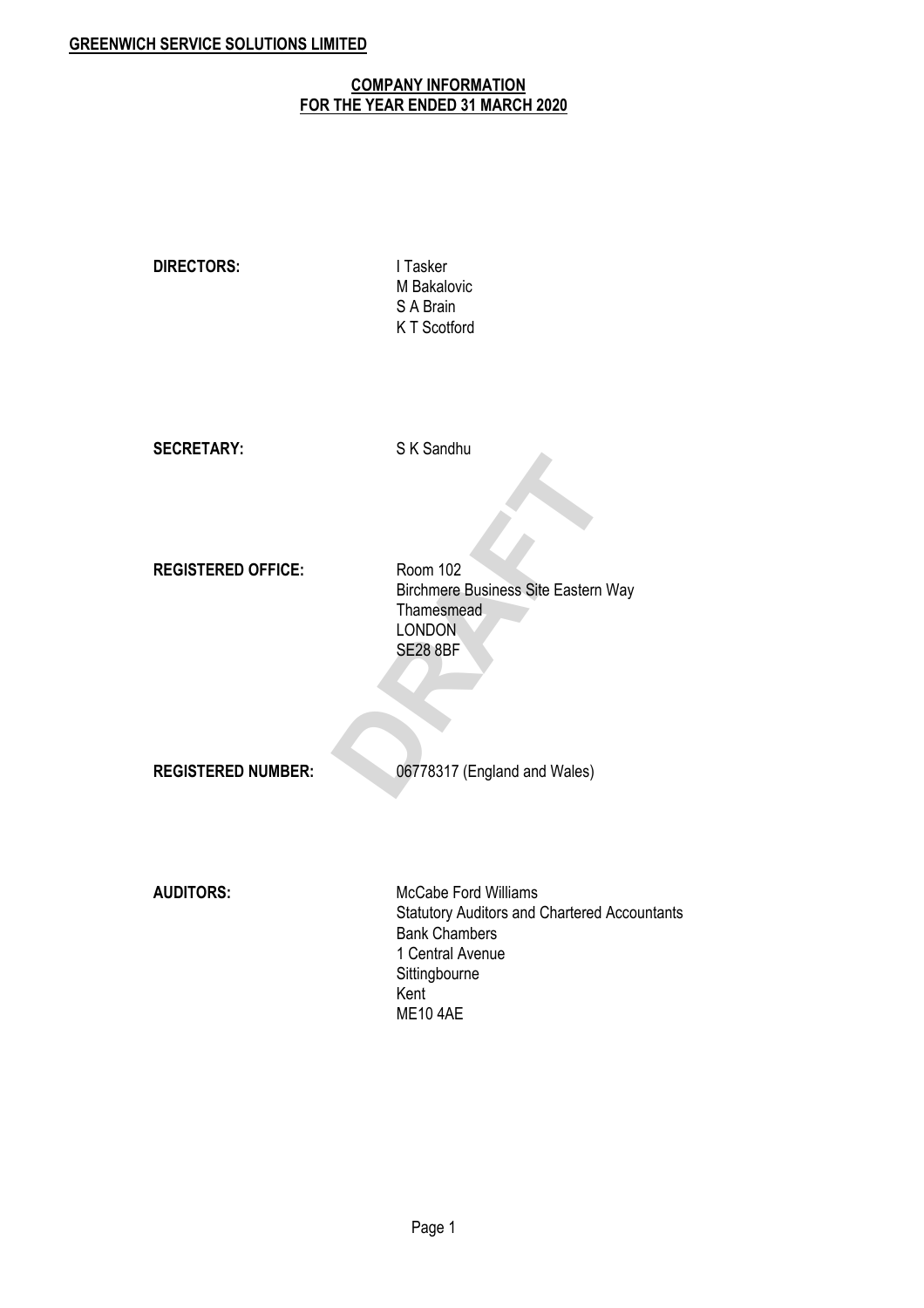**GREENWICH SERVICE SOLUTIONS LIMITED**

## COMPANY INFORMATION
## FOR THE YEAR ENDED 31 MARCH 2020

| | |
|---|---|
| **DIRECTORS:** | I Tasker<br>M Bakalovic<br>S A Brain<br>K T Scotford |
| **SECRETARY:** | S K Sandhu |
| **REGISTERED OFFICE:** | Room 102<br>Birchmere Business Site Eastern Way<br>Thamesmead<br>LONDON<br>SE28 8BF |
| **REGISTERED NUMBER:** | 06778317 (England and Wales) |
| **AUDITORS:** | McCabe Ford Williams<br>Statutory Auditors and Chartered Accountants<br>Bank Chambers<br>1 Central Avenue<br>Sittingbourne<br>Kent<br>ME10 4AE |

DRAFT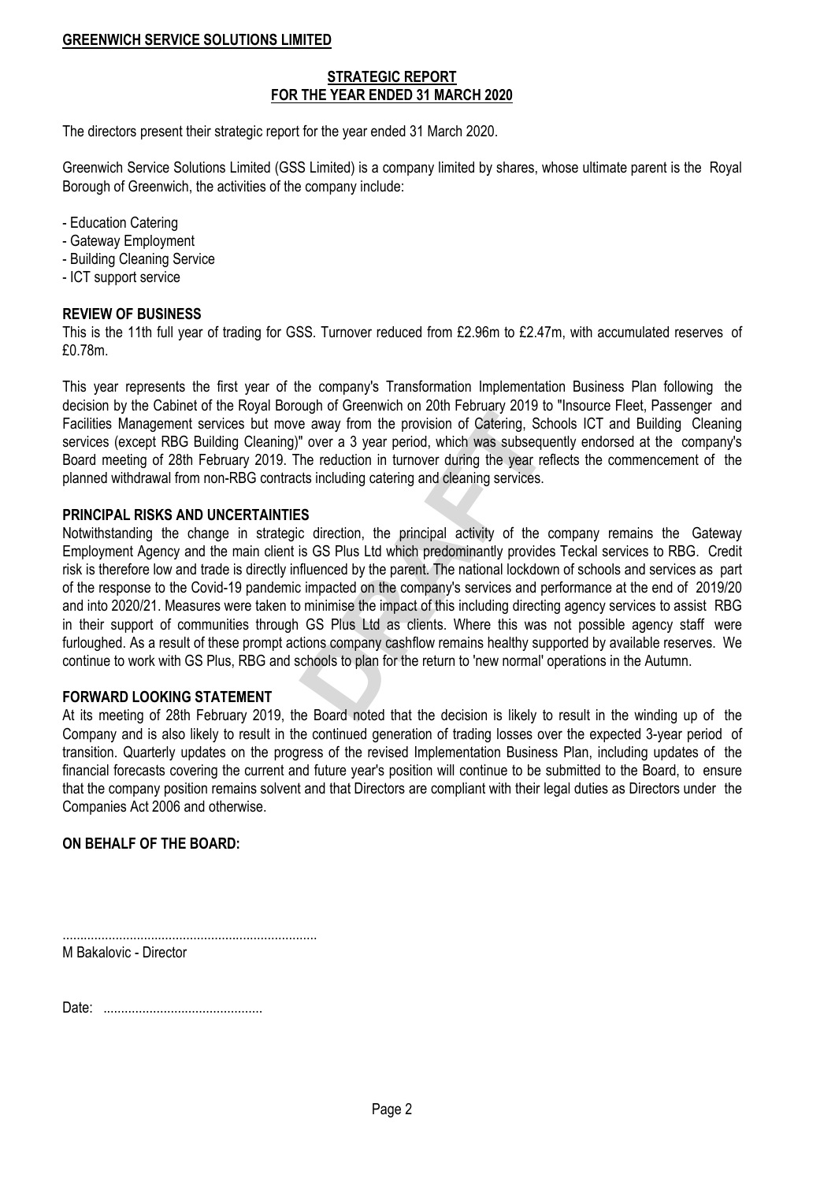**GREENWICH SERVICE SOLUTIONS LIMITED**

## STRATEGIC REPORT
## FOR THE YEAR ENDED 31 MARCH 2020

The directors present their strategic report for the year ended 31 March 2020.

Greenwich Service Solutions Limited (GSS Limited) is a company limited by shares, whose ultimate parent is the Royal Borough of Greenwich, the activities of the company include:

- Education Catering
- Gateway Employment
- Building Cleaning Service
- ICT support service

### REVIEW OF BUSINESS

This is the 11th full year of trading for GSS. Turnover reduced from £2.96m to £2.47m, with accumulated reserves of £0.78m.

This year represents the first year of the company's Transformation Implementation Business Plan following the decision by the Cabinet of the Royal Borough of Greenwich on 20th February 2019 to "Insource Fleet, Passenger and Facilities Management services but move away from the provision of Catering, Schools ICT and Building Cleaning services (except RBG Building Cleaning)" over a 3 year period, which was subsequently endorsed at the company's Board meeting of 28th February 2019. The reduction in turnover during the year reflects the commencement of the planned withdrawal from non-RBG contracts including catering and cleaning services.

### PRINCIPAL RISKS AND UNCERTAINTIES

Notwithstanding the change in strategic direction, the principal activity of the company remains the Gateway Employment Agency and the main client is GS Plus Ltd which predominantly provides Teckal services to RBG. Credit risk is therefore low and trade is directly influenced by the parent. The national lockdown of schools and services as part of the response to the Covid-19 pandemic impacted on the company's services and performance at the end of 2019/20 and into 2020/21. Measures were taken to minimise the impact of this including directing agency services to assist RBG in their support of communities through GS Plus Ltd as clients. Where this was not possible agency staff were furloughed. As a result of these prompt actions company cashflow remains healthy supported by available reserves. We continue to work with GS Plus, RBG and schools to plan for the return to 'new normal' operations in the Autumn.

### FORWARD LOOKING STATEMENT

At its meeting of 28th February 2019, the Board noted that the decision is likely to result in the winding up of the Company and is also likely to result in the continued generation of trading losses over the expected 3-year period of transition. Quarterly updates on the progress of the revised Implementation Business Plan, including updates of the financial forecasts covering the current and future year's position will continue to be submitted to the Board, to ensure that the company position remains solvent and that Directors are compliant with their legal duties as Directors under the Companies Act 2006 and otherwise.

**ON BEHALF OF THE BOARD:**

........................................................................
M Bakalovic - Director

Date: .............................................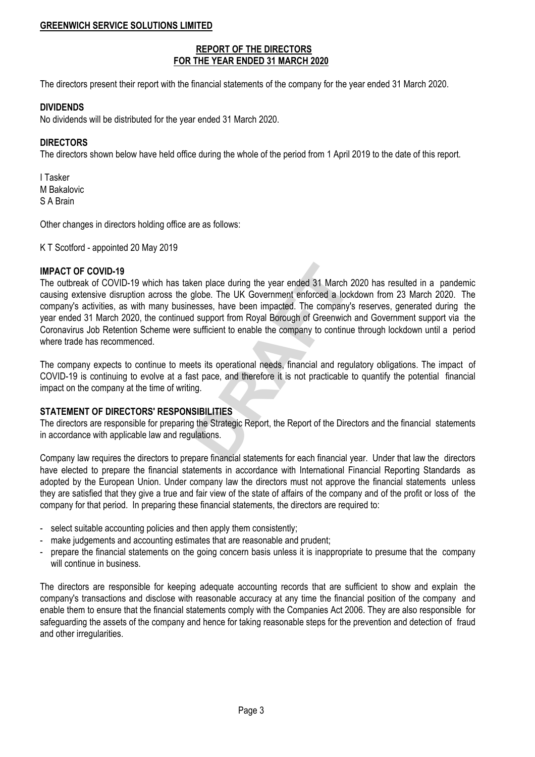**GREENWICH SERVICE SOLUTIONS LIMITED**

## REPORT OF THE DIRECTORS FOR THE YEAR ENDED 31 MARCH 2020

The directors present their report with the financial statements of the company for the year ended 31 March 2020.

### DIVIDENDS

No dividends will be distributed for the year ended 31 March 2020.

### DIRECTORS

The directors shown below have held office during the whole of the period from 1 April 2019 to the date of this report.

I Tasker
M Bakalovic
S A Brain

Other changes in directors holding office are as follows:

K T Scotford - appointed 20 May 2019

### IMPACT OF COVID-19

The outbreak of COVID-19 which has taken place during the year ended 31 March 2020 has resulted in a pandemic causing extensive disruption across the globe. The UK Government enforced a lockdown from 23 March 2020. The company's activities, as with many businesses, have been impacted. The company's reserves, generated during the year ended 31 March 2020, the continued support from Royal Borough of Greenwich and Government support via the Coronavirus Job Retention Scheme were sufficient to enable the company to continue through lockdown until a period where trade has recommenced.

The company expects to continue to meets its operational needs, financial and regulatory obligations. The impact of COVID-19 is continuing to evolve at a fast pace, and therefore it is not practicable to quantify the potential financial impact on the company at the time of writing.

### STATEMENT OF DIRECTORS' RESPONSIBILITIES

The directors are responsible for preparing the Strategic Report, the Report of the Directors and the financial statements in accordance with applicable law and regulations.

Company law requires the directors to prepare financial statements for each financial year. Under that law the directors have elected to prepare the financial statements in accordance with International Financial Reporting Standards as adopted by the European Union. Under company law the directors must not approve the financial statements unless they are satisfied that they give a true and fair view of the state of affairs of the company and of the profit or loss of the company for that period. In preparing these financial statements, the directors are required to:

- select suitable accounting policies and then apply them consistently;
- make judgements and accounting estimates that are reasonable and prudent;
- prepare the financial statements on the going concern basis unless it is inappropriate to presume that the company will continue in business.

The directors are responsible for keeping adequate accounting records that are sufficient to show and explain the company's transactions and disclose with reasonable accuracy at any time the financial position of the company and enable them to ensure that the financial statements comply with the Companies Act 2006. They are also responsible for safeguarding the assets of the company and hence for taking reasonable steps for the prevention and detection of fraud and other irregularities.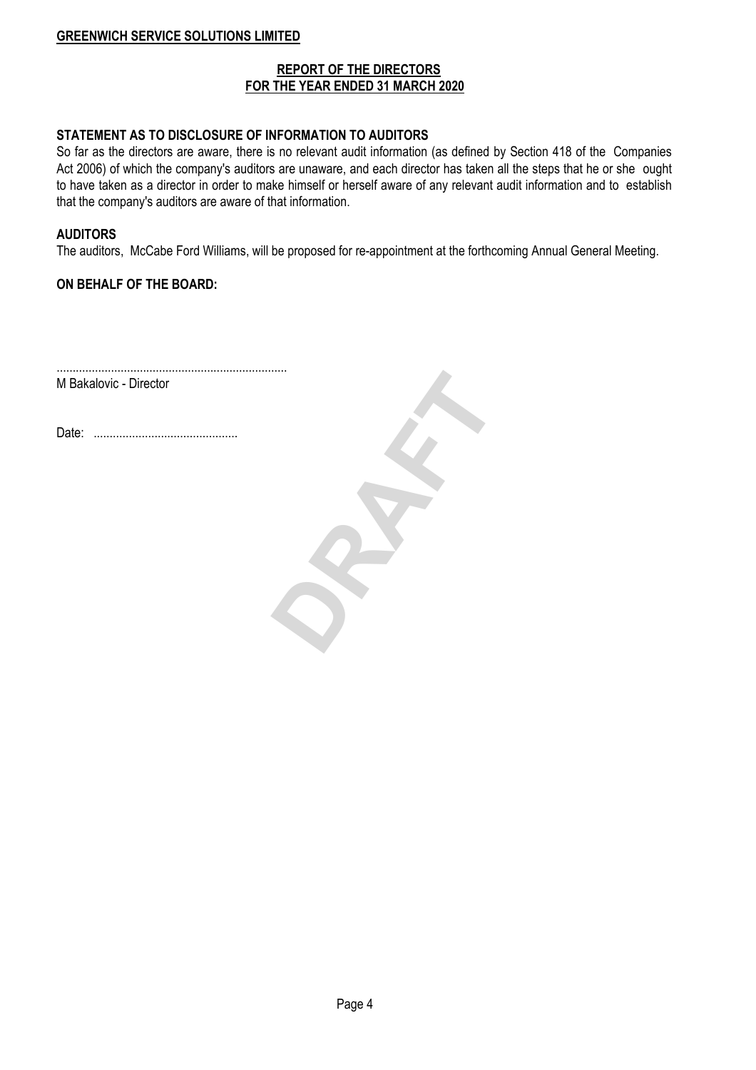**GREENWICH SERVICE SOLUTIONS LIMITED**

**REPORT OF THE DIRECTORS**
**FOR THE YEAR ENDED 31 MARCH 2020**

**STATEMENT AS TO DISCLOSURE OF INFORMATION TO AUDITORS**

So far as the directors are aware, there is no relevant audit information (as defined by Section 418 of the Companies Act 2006) of which the company's auditors are unaware, and each director has taken all the steps that he or she ought to have taken as a director in order to make himself or herself aware of any relevant audit information and to establish that the company's auditors are aware of that information.

**AUDITORS**

The auditors, McCabe Ford Williams, will be proposed for re-appointment at the forthcoming Annual General Meeting.

**ON BEHALF OF THE BOARD:**

........................................................................
M Bakalovic - Director

Date: .............................................

DRAFT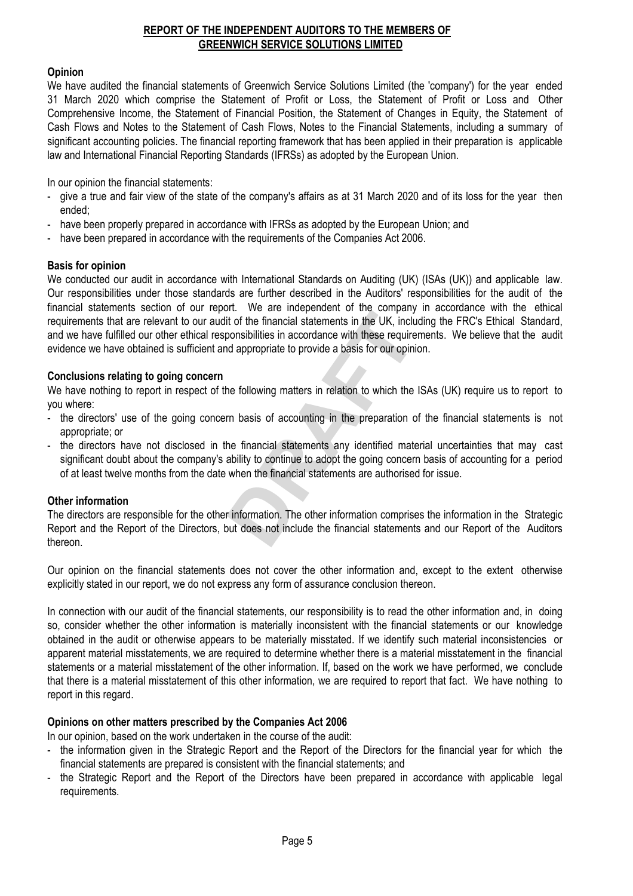**REPORT OF THE INDEPENDENT AUDITORS TO THE MEMBERS OF GREENWICH SERVICE SOLUTIONS LIMITED**

**Opinion**

We have audited the financial statements of Greenwich Service Solutions Limited (the 'company') for the year ended 31 March 2020 which comprise the Statement of Profit or Loss, the Statement of Profit or Loss and Other Comprehensive Income, the Statement of Financial Position, the Statement of Changes in Equity, the Statement of Cash Flows and Notes to the Statement of Cash Flows, Notes to the Financial Statements, including a summary of significant accounting policies. The financial reporting framework that has been applied in their preparation is applicable law and International Financial Reporting Standards (IFRSs) as adopted by the European Union.

In our opinion the financial statements:

- give a true and fair view of the state of the company's affairs as at 31 March 2020 and of its loss for the year then ended;
- have been properly prepared in accordance with IFRSs as adopted by the European Union; and
- have been prepared in accordance with the requirements of the Companies Act 2006.

**Basis for opinion**

We conducted our audit in accordance with International Standards on Auditing (UK) (ISAs (UK)) and applicable law. Our responsibilities under those standards are further described in the Auditors' responsibilities for the audit of the financial statements section of our report. We are independent of the company in accordance with the ethical requirements that are relevant to our audit of the financial statements in the UK, including the FRC's Ethical Standard, and we have fulfilled our other ethical responsibilities in accordance with these requirements. We believe that the audit evidence we have obtained is sufficient and appropriate to provide a basis for our opinion.

**Conclusions relating to going concern**

We have nothing to report in respect of the following matters in relation to which the ISAs (UK) require us to report to you where:

- the directors' use of the going concern basis of accounting in the preparation of the financial statements is not appropriate; or
- the directors have not disclosed in the financial statements any identified material uncertainties that may cast significant doubt about the company's ability to continue to adopt the going concern basis of accounting for a period of at least twelve months from the date when the financial statements are authorised for issue.

**Other information**

The directors are responsible for the other information. The other information comprises the information in the Strategic Report and the Report of the Directors, but does not include the financial statements and our Report of the Auditors thereon.

Our opinion on the financial statements does not cover the other information and, except to the extent otherwise explicitly stated in our report, we do not express any form of assurance conclusion thereon.

In connection with our audit of the financial statements, our responsibility is to read the other information and, in doing so, consider whether the other information is materially inconsistent with the financial statements or our knowledge obtained in the audit or otherwise appears to be materially misstated. If we identify such material inconsistencies or apparent material misstatements, we are required to determine whether there is a material misstatement in the financial statements or a material misstatement of the other information. If, based on the work we have performed, we conclude that there is a material misstatement of this other information, we are required to report that fact. We have nothing to report in this regard.

**Opinions on other matters prescribed by the Companies Act 2006**

In our opinion, based on the work undertaken in the course of the audit:

- the information given in the Strategic Report and the Report of the Directors for the financial year for which the financial statements are prepared is consistent with the financial statements; and
- the Strategic Report and the Report of the Directors have been prepared in accordance with applicable legal requirements.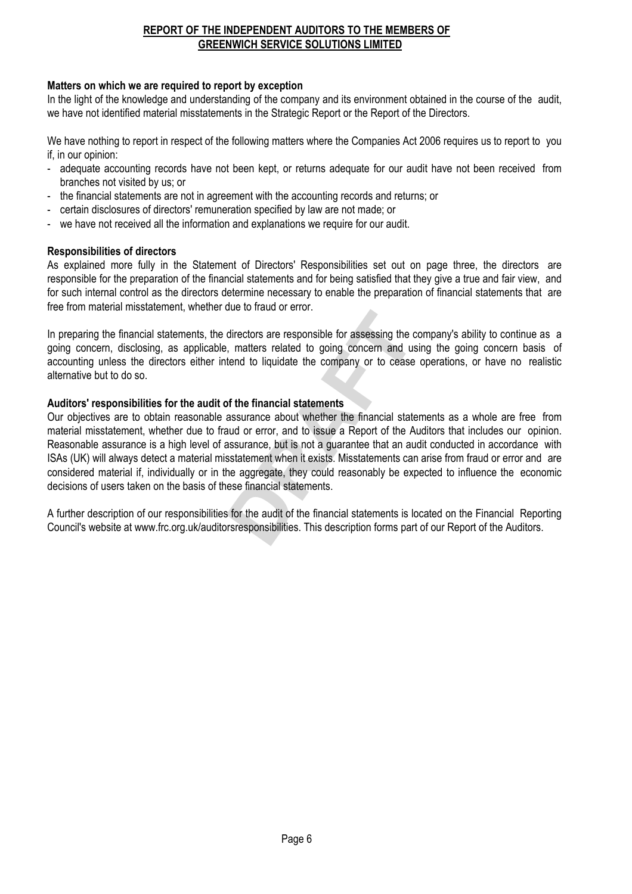**REPORT OF THE INDEPENDENT AUDITORS TO THE MEMBERS OF GREENWICH SERVICE SOLUTIONS LIMITED**

**Matters on which we are required to report by exception**

In the light of the knowledge and understanding of the company and its environment obtained in the course of the audit, we have not identified material misstatements in the Strategic Report or the Report of the Directors.

We have nothing to report in respect of the following matters where the Companies Act 2006 requires us to report to you if, in our opinion:

- adequate accounting records have not been kept, or returns adequate for our audit have not been received from branches not visited by us; or
- the financial statements are not in agreement with the accounting records and returns; or
- certain disclosures of directors' remuneration specified by law are not made; or
- we have not received all the information and explanations we require for our audit.

**Responsibilities of directors**

As explained more fully in the Statement of Directors' Responsibilities set out on page three, the directors are responsible for the preparation of the financial statements and for being satisfied that they give a true and fair view, and for such internal control as the directors determine necessary to enable the preparation of financial statements that are free from material misstatement, whether due to fraud or error.

In preparing the financial statements, the directors are responsible for assessing the company's ability to continue as a going concern, disclosing, as applicable, matters related to going concern and using the going concern basis of accounting unless the directors either intend to liquidate the company or to cease operations, or have no realistic alternative but to do so.

**Auditors' responsibilities for the audit of the financial statements**

Our objectives are to obtain reasonable assurance about whether the financial statements as a whole are free from material misstatement, whether due to fraud or error, and to issue a Report of the Auditors that includes our opinion. Reasonable assurance is a high level of assurance, but is not a guarantee that an audit conducted in accordance with ISAs (UK) will always detect a material misstatement when it exists. Misstatements can arise from fraud or error and are considered material if, individually or in the aggregate, they could reasonably be expected to influence the economic decisions of users taken on the basis of these financial statements.

A further description of our responsibilities for the audit of the financial statements is located on the Financial Reporting Council's website at www.frc.org.uk/auditorsresponsibilities. This description forms part of our Report of the Auditors.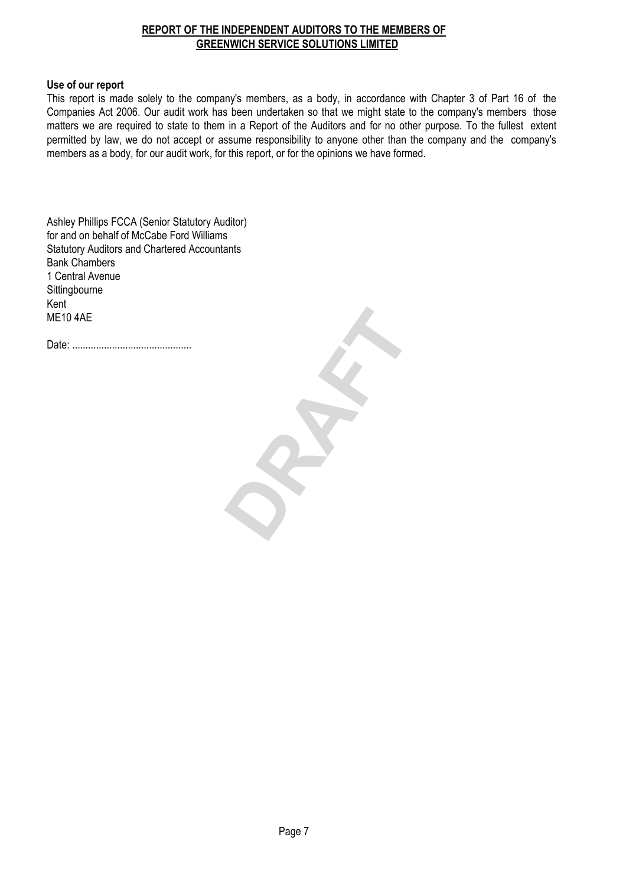**REPORT OF THE INDEPENDENT AUDITORS TO THE MEMBERS OF GREENWICH SERVICE SOLUTIONS LIMITED**

**Use of our report**

This report is made solely to the company's members, as a body, in accordance with Chapter 3 of Part 16 of the Companies Act 2006. Our audit work has been undertaken so that we might state to the company's members those matters we are required to state to them in a Report of the Auditors and for no other purpose. To the fullest extent permitted by law, we do not accept or assume responsibility to anyone other than the company and the company's members as a body, for our audit work, for this report, or for the opinions we have formed.

Ashley Phillips FCCA (Senior Statutory Auditor)
for and on behalf of McCabe Ford Williams
Statutory Auditors and Chartered Accountants
Bank Chambers
1 Central Avenue
Sittingbourne
Kent
ME10 4AE

Date: ............................................

DRAFT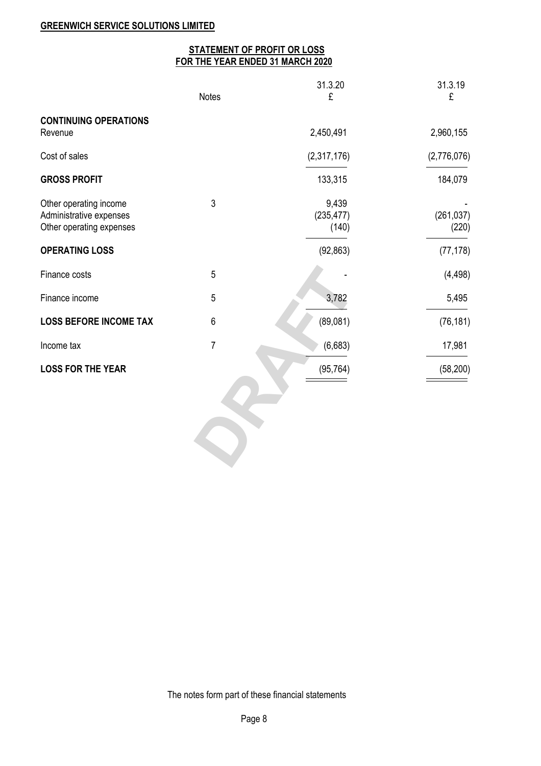**GREENWICH SERVICE SOLUTIONS LIMITED**

## STATEMENT OF PROFIT OR LOSS
## FOR THE YEAR ENDED 31 MARCH 2020

| | Notes | 31.3.20<br>£ | 31.3.19<br>£ |
|---|---|---|---|
| **CONTINUING OPERATIONS** | | | |
| Revenue | | 2,450,491 | 2,960,155 |
| Cost of sales | | (2,317,176) | (2,776,076) |
| **GROSS PROFIT** | | 133,315 | 184,079 |
| Other operating income | 3 | 9,439 | - |
| Administrative expenses | | (235,477) | (261,037) |
| Other operating expenses | | (140) | (220) |
| **OPERATING LOSS** | | (92,863) | (77,178) |
| Finance costs | 5 | - | (4,498) |
| Finance income | 5 | 3,782 | 5,495 |
| **LOSS BEFORE INCOME TAX** | 6 | (89,081) | (76,181) |
| Income tax | 7 | (6,683) | 17,981 |
| **LOSS FOR THE YEAR** | | (95,764) | (58,200) |

DRAFT

The notes form part of these financial statements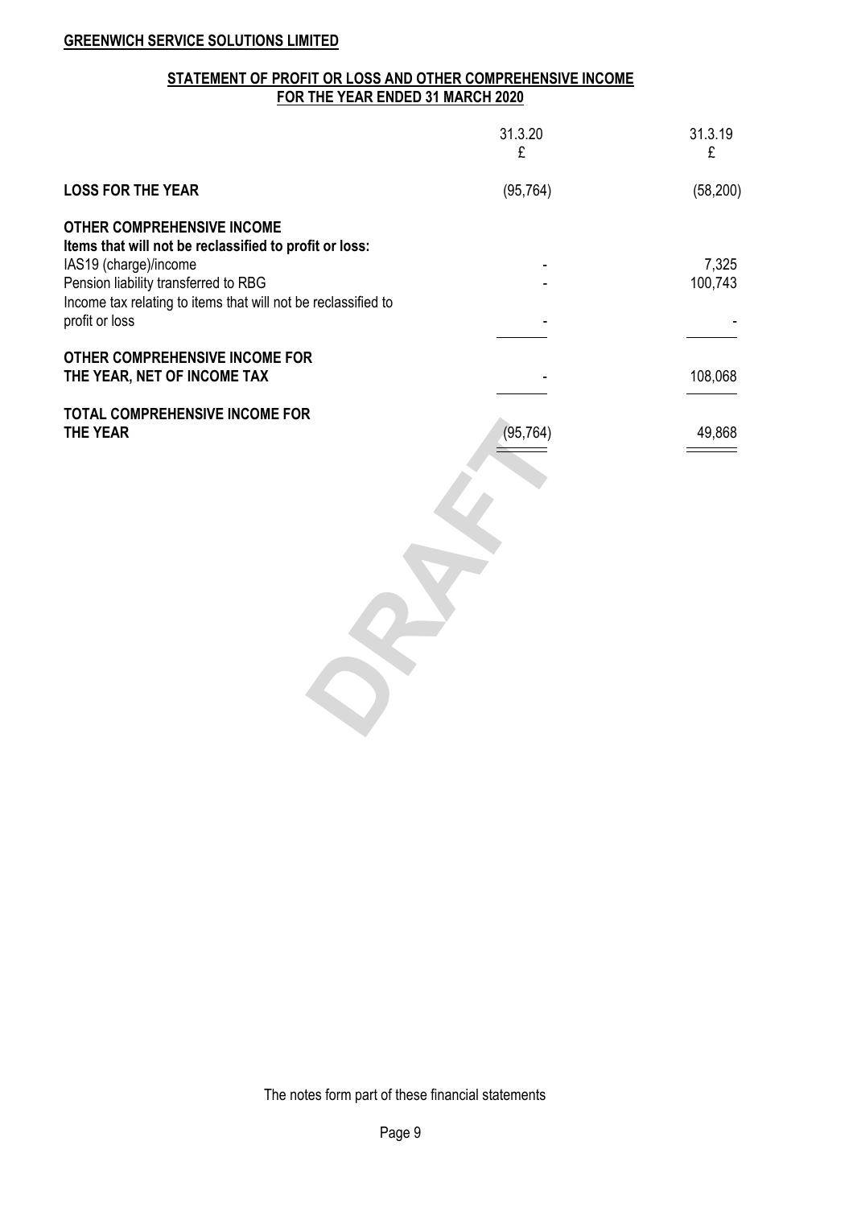**GREENWICH SERVICE SOLUTIONS LIMITED**

## STATEMENT OF PROFIT OR LOSS AND OTHER COMPREHENSIVE INCOME FOR THE YEAR ENDED 31 MARCH 2020

| | 31.3.20 £ | 31.3.19 £ |
|---|---|---|
| **LOSS FOR THE YEAR** | (95,764) | (58,200) |
| **OTHER COMPREHENSIVE INCOME** | | |
| **Items that will not be reclassified to profit or loss:** | | |
| IAS19 (charge)/income | - | 7,325 |
| Pension liability transferred to RBG | - | 100,743 |
| Income tax relating to items that will not be reclassified to profit or loss | - | - |
| **OTHER COMPREHENSIVE INCOME FOR THE YEAR, NET OF INCOME TAX** | - | 108,068 |
| **TOTAL COMPREHENSIVE INCOME FOR THE YEAR** | (95,764) | 49,868 |

DRAFT

The notes form part of these financial statements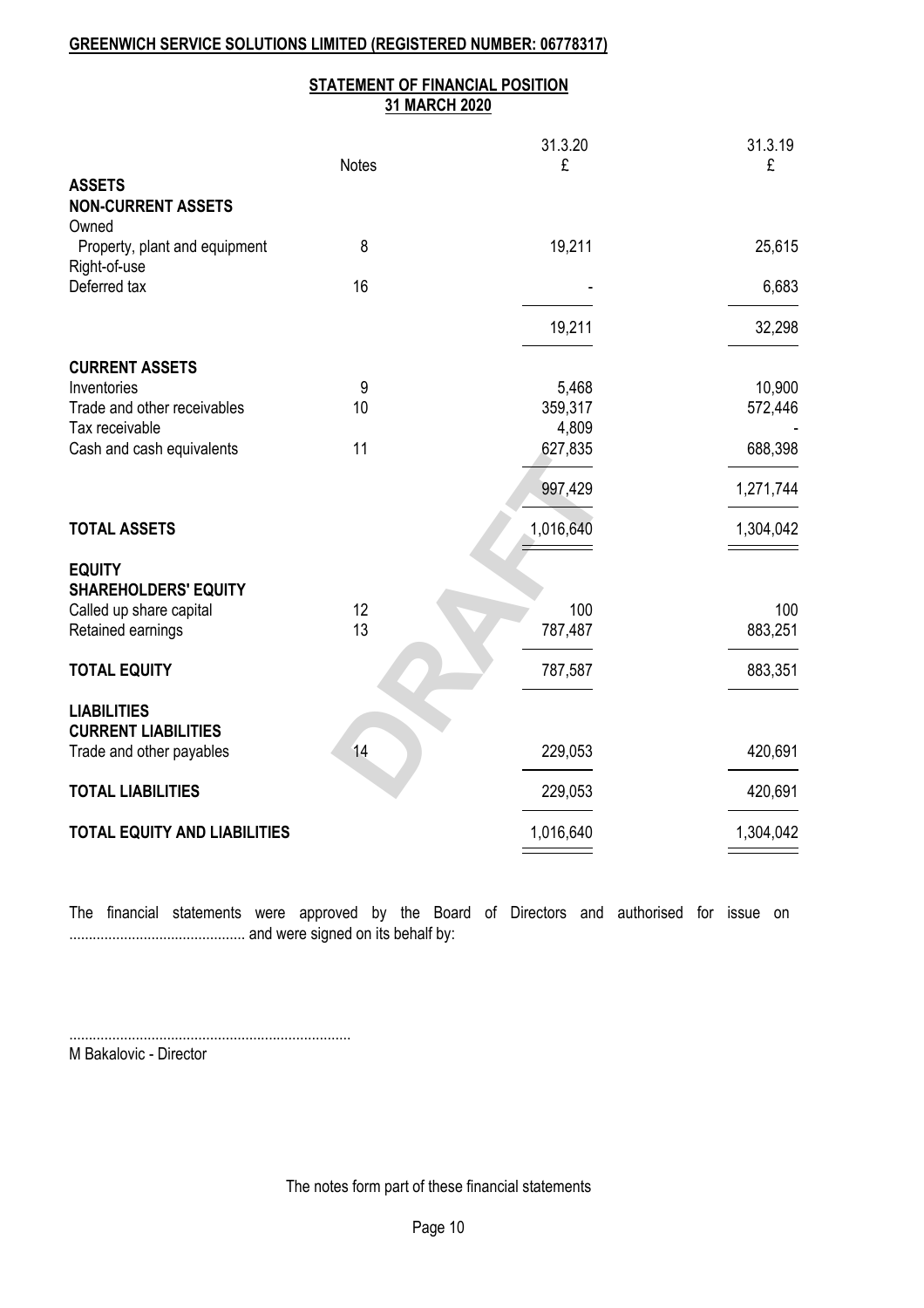**GREENWICH SERVICE SOLUTIONS LIMITED (REGISTERED NUMBER: 06778317)**

## STATEMENT OF FINANCIAL POSITION
## 31 MARCH 2020

| | Notes | 31.3.20 £ | 31.3.19 £ |
|---|---|---|---|
| **ASSETS** | | | |
| **NON-CURRENT ASSETS** | | | |
| Owned | | | |
| Property, plant and equipment | 8 | 19,211 | 25,615 |
| Right-of-use | | | |
| Deferred tax | 16 | - | 6,683 |
| | | 19,211 | 32,298 |
| **CURRENT ASSETS** | | | |
| Inventories | 9 | 5,468 | 10,900 |
| Trade and other receivables | 10 | 359,317 | 572,446 |
| Tax receivable | | 4,809 | - |
| Cash and cash equivalents | 11 | 627,835 | 688,398 |
| | | 997,429 | 1,271,744 |
| **TOTAL ASSETS** | | 1,016,640 | 1,304,042 |
| **EQUITY** | | | |
| **SHAREHOLDERS' EQUITY** | | | |
| Called up share capital | 12 | 100 | 100 |
| Retained earnings | 13 | 787,487 | 883,251 |
| **TOTAL EQUITY** | | 787,587 | 883,351 |
| **LIABILITIES** | | | |
| **CURRENT LIABILITIES** | | | |
| Trade and other payables | 14 | 229,053 | 420,691 |
| **TOTAL LIABILITIES** | | 229,053 | 420,691 |
| **TOTAL EQUITY AND LIABILITIES** | | 1,016,640 | 1,304,042 |

The financial statements were approved by the Board of Directors and authorised for issue on ............................................ and were signed on its behalf by:

.......................................................................

M Bakalovic - Director

The notes form part of these financial statements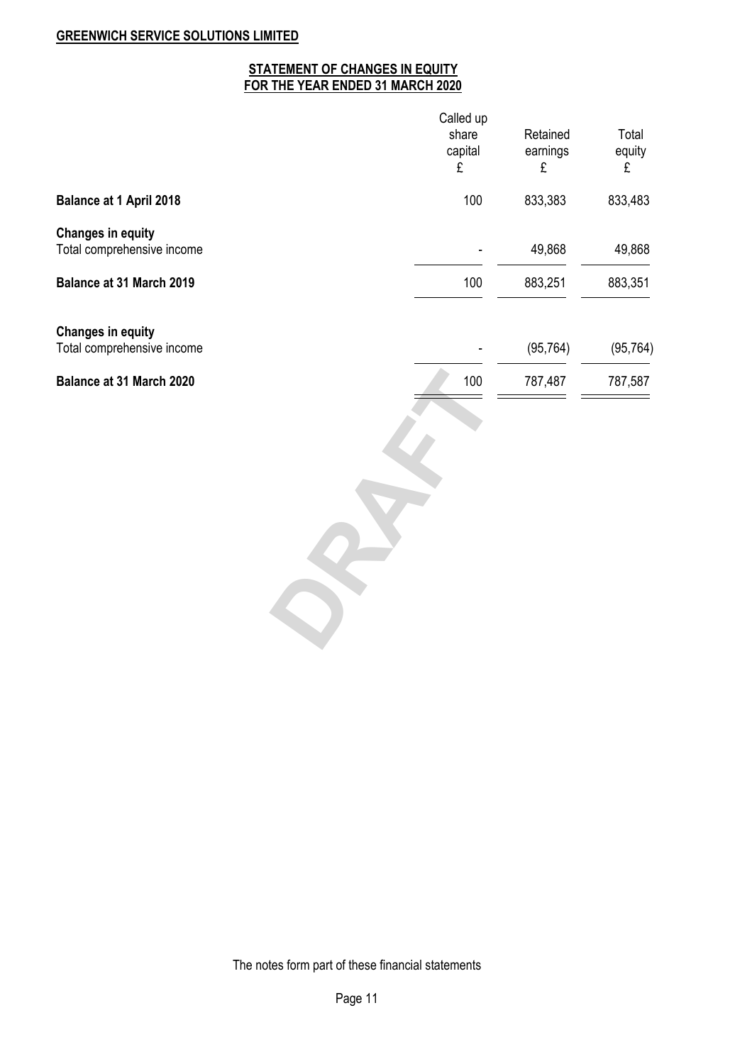**GREENWICH SERVICE SOLUTIONS LIMITED**

# STATEMENT OF CHANGES IN EQUITY
## FOR THE YEAR ENDED 31 MARCH 2020

| | Called up share capital £ | Retained earnings £ | Total equity £ |
|---|---|---|---|
| **Balance at 1 April 2018** | 100 | 833,383 | 833,483 |
| **Changes in equity** | | | |
| Total comprehensive income | - | 49,868 | 49,868 |
| **Balance at 31 March 2019** | 100 | 883,251 | 883,351 |
| **Changes in equity** | | | |
| Total comprehensive income | - | (95,764) | (95,764) |
| **Balance at 31 March 2020** | 100 | 787,487 | 787,587 |

DRAFT

The notes form part of these financial statements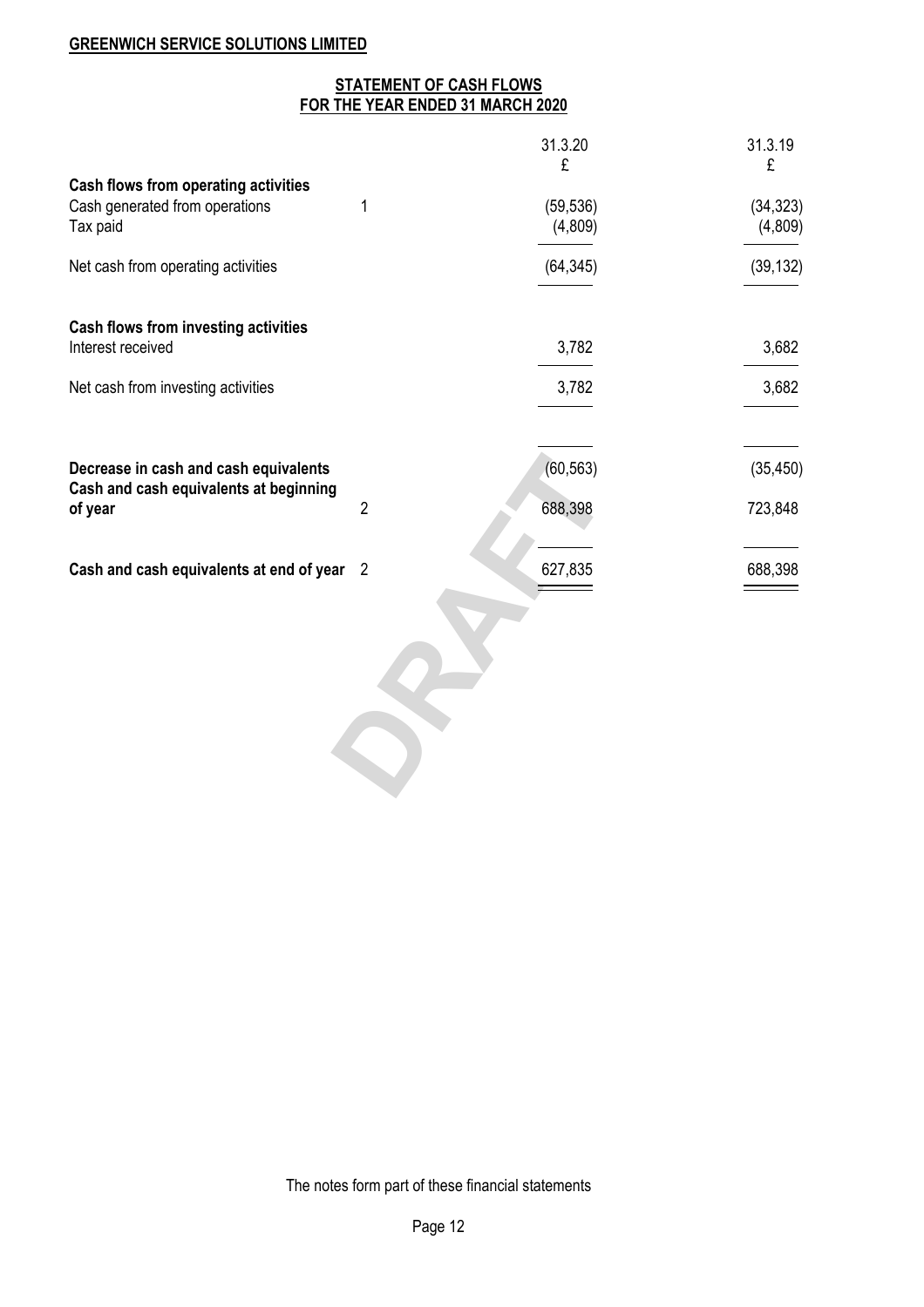**GREENWICH SERVICE SOLUTIONS LIMITED**

## STATEMENT OF CASH FLOWS
## FOR THE YEAR ENDED 31 MARCH 2020

| | Notes | 31.3.20 £ | 31.3.19 £ |
|---|---|---|---|
| **Cash flows from operating activities** | | | |
| Cash generated from operations | 1 | (59,536) | (34,323) |
| Tax paid | | (4,809) | (4,809) |
| Net cash from operating activities | | (64,345) | (39,132) |
| **Cash flows from investing activities** | | | |
| Interest received | | 3,782 | 3,682 |
| Net cash from investing activities | | 3,782 | 3,682 |
| **Decrease in cash and cash equivalents** | | (60,563) | (35,450) |
| **Cash and cash equivalents at beginning of year** | 2 | 688,398 | 723,848 |
| **Cash and cash equivalents at end of year** | 2 | 627,835 | 688,398 |

DRAFT

The notes form part of these financial statements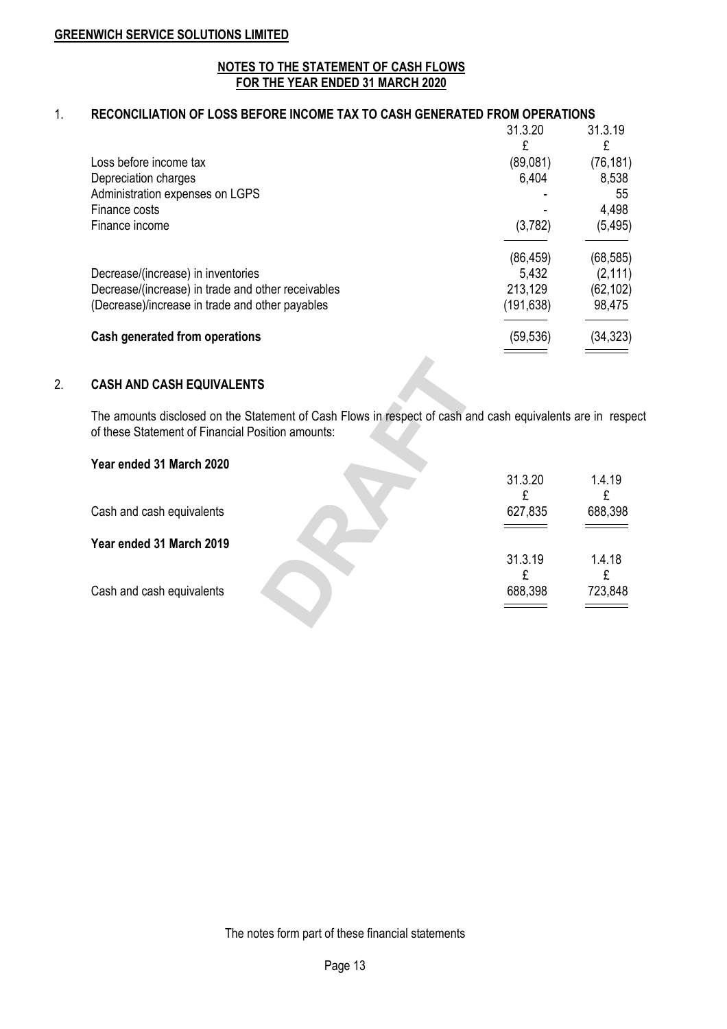**GREENWICH SERVICE SOLUTIONS LIMITED**

**NOTES TO THE STATEMENT OF CASH FLOWS**
**FOR THE YEAR ENDED 31 MARCH 2020**

## 1. RECONCILIATION OF LOSS BEFORE INCOME TAX TO CASH GENERATED FROM OPERATIONS

| | 31.3.20 | 31.3.19 |
|---|---|---|
| | £ | £ |
| Loss before income tax | (89,081) | (76,181) |
| Depreciation charges | 6,404 | 8,538 |
| Administration expenses on LGPS | - | 55 |
| Finance costs | - | 4,498 |
| Finance income | (3,782) | (5,495) |
| | (86,459) | (68,585) |
| Decrease/(increase) in inventories | 5,432 | (2,111) |
| Decrease/(increase) in trade and other receivables | 213,129 | (62,102) |
| (Decrease)/increase in trade and other payables | (191,638) | 98,475 |
| **Cash generated from operations** | (59,536) | (34,323) |

## 2. CASH AND CASH EQUIVALENTS

The amounts disclosed on the Statement of Cash Flows in respect of cash and cash equivalents are in respect of these Statement of Financial Position amounts:

**Year ended 31 March 2020**

| | 31.3.20 | 1.4.19 |
|---|---|---|
| | £ | £ |
| Cash and cash equivalents | 627,835 | 688,398 |

**Year ended 31 March 2019**

| | 31.3.19 | 1.4.18 |
|---|---|---|
| | £ | £ |
| Cash and cash equivalents | 688,398 | 723,848 |

The notes form part of these financial statements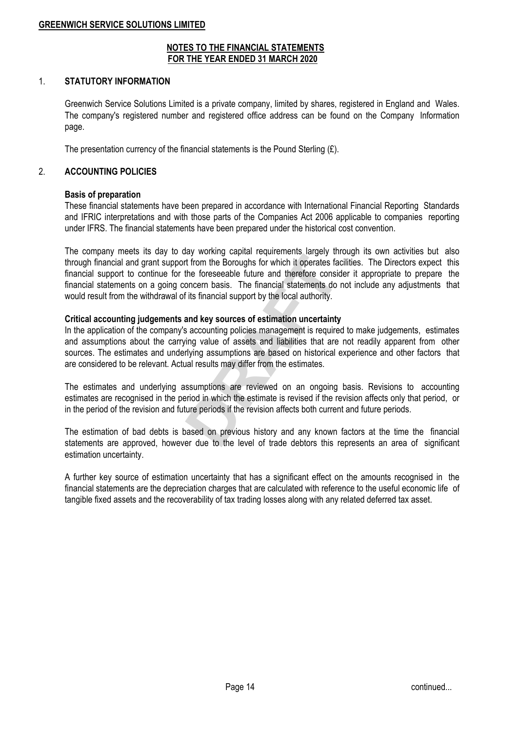**GREENWICH SERVICE SOLUTIONS LIMITED**

**NOTES TO THE FINANCIAL STATEMENTS**
**FOR THE YEAR ENDED 31 MARCH 2020**

## 1. STATUTORY INFORMATION

Greenwich Service Solutions Limited is a private company, limited by shares, registered in England and Wales. The company's registered number and registered office address can be found on the Company Information page.

The presentation currency of the financial statements is the Pound Sterling (£).

## 2. ACCOUNTING POLICIES

**Basis of preparation**

These financial statements have been prepared in accordance with International Financial Reporting Standards and IFRIC interpretations and with those parts of the Companies Act 2006 applicable to companies reporting under IFRS. The financial statements have been prepared under the historical cost convention.

The company meets its day to day working capital requirements largely through its own activities but also through financial and grant support from the Boroughs for which it operates facilities. The Directors expect this financial support to continue for the foreseeable future and therefore consider it appropriate to prepare the financial statements on a going concern basis. The financial statements do not include any adjustments that would result from the withdrawal of its financial support by the local authority.

**Critical accounting judgements and key sources of estimation uncertainty**

In the application of the company's accounting policies management is required to make judgements, estimates and assumptions about the carrying value of assets and liabilities that are not readily apparent from other sources. The estimates and underlying assumptions are based on historical experience and other factors that are considered to be relevant. Actual results may differ from the estimates.

The estimates and underlying assumptions are reviewed on an ongoing basis. Revisions to accounting estimates are recognised in the period in which the estimate is revised if the revision affects only that period, or in the period of the revision and future periods if the revision affects both current and future periods.

The estimation of bad debts is based on previous history and any known factors at the time the financial statements are approved, however due to the level of trade debtors this represents an area of significant estimation uncertainty.

A further key source of estimation uncertainty that has a significant effect on the amounts recognised in the financial statements are the depreciation charges that are calculated with reference to the useful economic life of tangible fixed assets and the recoverability of tax trading losses along with any related deferred tax asset.

continued...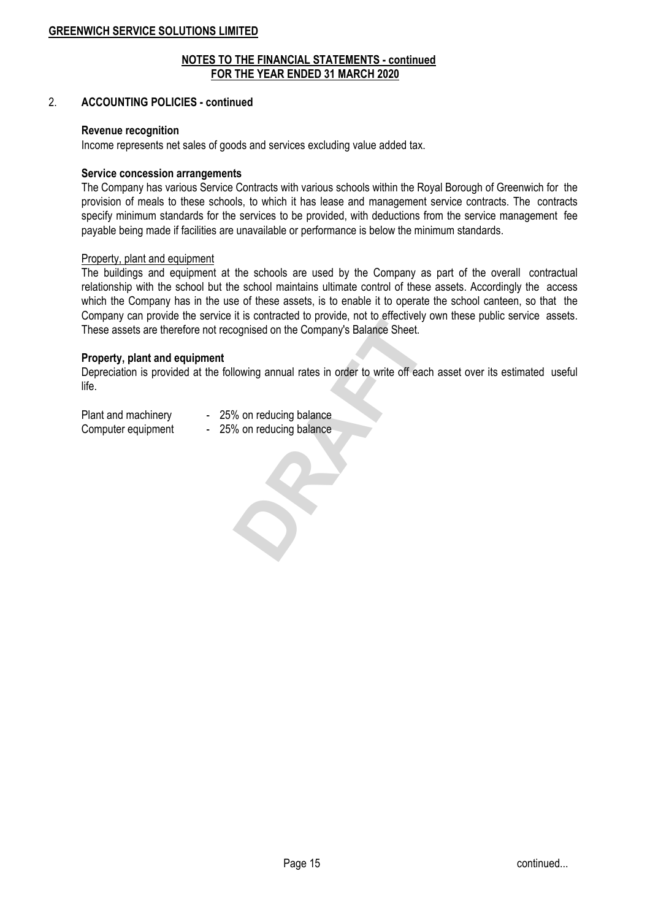**GREENWICH SERVICE SOLUTIONS LIMITED**

**NOTES TO THE FINANCIAL STATEMENTS - continued**
**FOR THE YEAR ENDED 31 MARCH 2020**

## 2. ACCOUNTING POLICIES - continued

**Revenue recognition**

Income represents net sales of goods and services excluding value added tax.

**Service concession arrangements**

The Company has various Service Contracts with various schools within the Royal Borough of Greenwich for the provision of meals to these schools, to which it has lease and management service contracts. The contracts specify minimum standards for the services to be provided, with deductions from the service management fee payable being made if facilities are unavailable or performance is below the minimum standards.

Property, plant and equipment

The buildings and equipment at the schools are used by the Company as part of the overall contractual relationship with the school but the school maintains ultimate control of these assets. Accordingly the access which the Company has in the use of these assets, is to enable it to operate the school canteen, so that the Company can provide the service it is contracted to provide, not to effectively own these public service assets. These assets are therefore not recognised on the Company's Balance Sheet.

**Property, plant and equipment**

Depreciation is provided at the following annual rates in order to write off each asset over its estimated useful life.

| | |
|---|---|
| Plant and machinery | - 25% on reducing balance |
| Computer equipment | - 25% on reducing balance |

continued...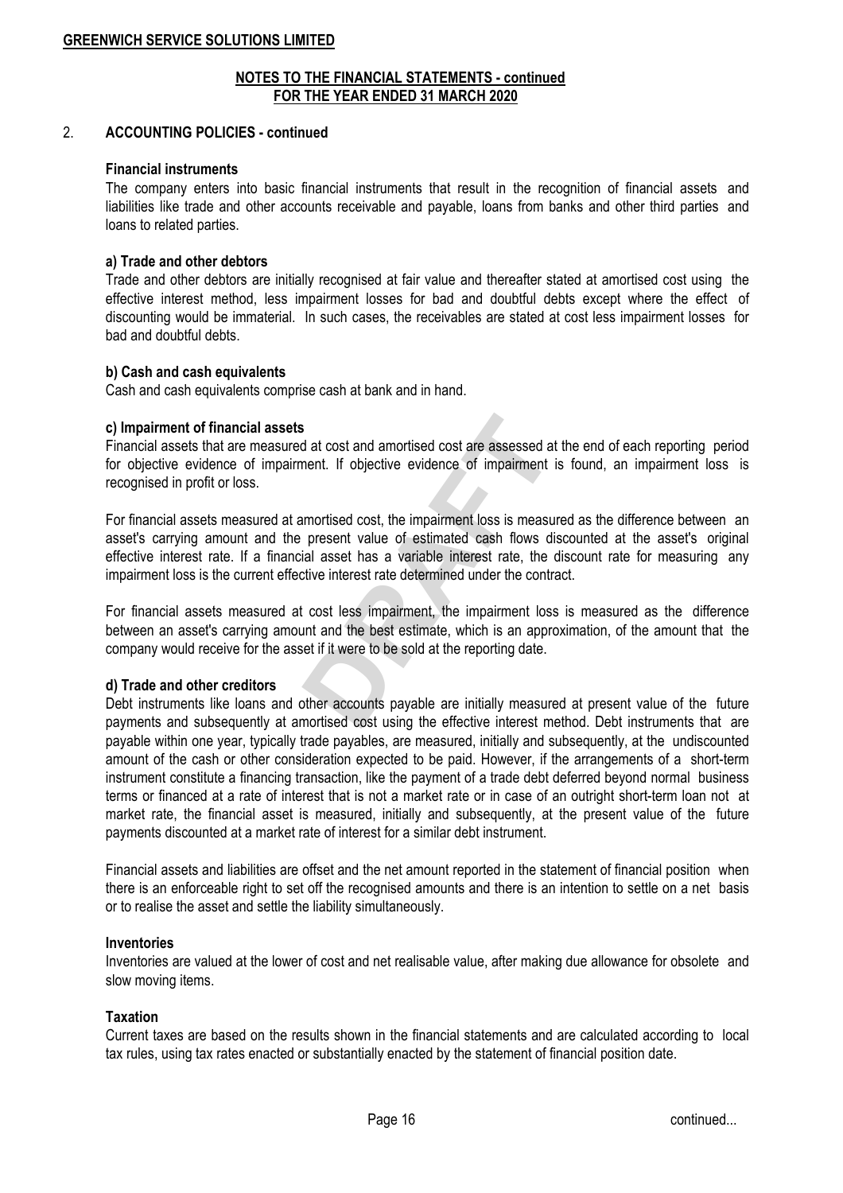## 2. ACCOUNTING POLICIES - continued

### Financial instruments

The company enters into basic financial instruments that result in the recognition of financial assets and liabilities like trade and other accounts receivable and payable, loans from banks and other third parties and loans to related parties.

**a) Trade and other debtors**

Trade and other debtors are initially recognised at fair value and thereafter stated at amortised cost using the effective interest method, less impairment losses for bad and doubtful debts except where the effect of discounting would be immaterial. In such cases, the receivables are stated at cost less impairment losses for bad and doubtful debts.

**b) Cash and cash equivalents**

Cash and cash equivalents comprise cash at bank and in hand.

**c) Impairment of financial assets**

Financial assets that are measured at cost and amortised cost are assessed at the end of each reporting period for objective evidence of impairment. If objective evidence of impairment is found, an impairment loss is recognised in profit or loss.

For financial assets measured at amortised cost, the impairment loss is measured as the difference between an asset's carrying amount and the present value of estimated cash flows discounted at the asset's original effective interest rate. If a financial asset has a variable interest rate, the discount rate for measuring any impairment loss is the current effective interest rate determined under the contract.

For financial assets measured at cost less impairment, the impairment loss is measured as the difference between an asset's carrying amount and the best estimate, which is an approximation, of the amount that the company would receive for the asset if it were to be sold at the reporting date.

**d) Trade and other creditors**

Debt instruments like loans and other accounts payable are initially measured at present value of the future payments and subsequently at amortised cost using the effective interest method. Debt instruments that are payable within one year, typically trade payables, are measured, initially and subsequently, at the undiscounted amount of the cash or other consideration expected to be paid. However, if the arrangements of a short-term instrument constitute a financing transaction, like the payment of a trade debt deferred beyond normal business terms or financed at a rate of interest that is not a market rate or in case of an outright short-term loan not at market rate, the financial asset is measured, initially and subsequently, at the present value of the future payments discounted at a market rate of interest for a similar debt instrument.

Financial assets and liabilities are offset and the net amount reported in the statement of financial position when there is an enforceable right to set off the recognised amounts and there is an intention to settle on a net basis or to realise the asset and settle the liability simultaneously.

### Inventories

Inventories are valued at the lower of cost and net realisable value, after making due allowance for obsolete and slow moving items.

### Taxation

Current taxes are based on the results shown in the financial statements and are calculated according to local tax rules, using tax rates enacted or substantially enacted by the statement of financial position date.

continued...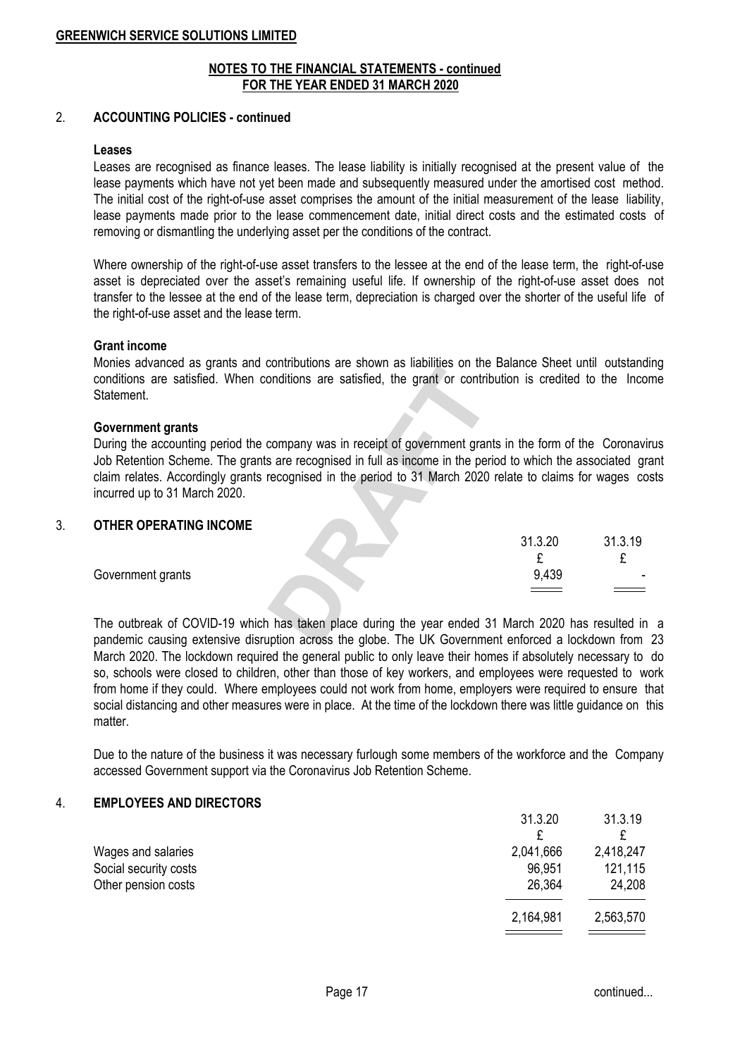**GREENWICH SERVICE SOLUTIONS LIMITED**

**NOTES TO THE FINANCIAL STATEMENTS - continued**
**FOR THE YEAR ENDED 31 MARCH 2020**

## 2. ACCOUNTING POLICIES - continued

**Leases**

Leases are recognised as finance leases. The lease liability is initially recognised at the present value of the lease payments which have not yet been made and subsequently measured under the amortised cost method. The initial cost of the right-of-use asset comprises the amount of the initial measurement of the lease liability, lease payments made prior to the lease commencement date, initial direct costs and the estimated costs of removing or dismantling the underlying asset per the conditions of the contract.

Where ownership of the right-of-use asset transfers to the lessee at the end of the lease term, the right-of-use asset is depreciated over the asset's remaining useful life. If ownership of the right-of-use asset does not transfer to the lessee at the end of the lease term, depreciation is charged over the shorter of the useful life of the right-of-use asset and the lease term.

**Grant income**

Monies advanced as grants and contributions are shown as liabilities on the Balance Sheet until outstanding conditions are satisfied. When conditions are satisfied, the grant or contribution is credited to the Income Statement.

**Government grants**

During the accounting period the company was in receipt of government grants in the form of the Coronavirus Job Retention Scheme. The grants are recognised in full as income in the period to which the associated grant claim relates. Accordingly grants recognised in the period to 31 March 2020 relate to claims for wages costs incurred up to 31 March 2020.

## 3. OTHER OPERATING INCOME

| | 31.3.20 | 31.3.19 |
|---|---|---|
| | £ | £ |
| Government grants | 9,439 | - |

The outbreak of COVID-19 which has taken place during the year ended 31 March 2020 has resulted in a pandemic causing extensive disruption across the globe. The UK Government enforced a lockdown from 23 March 2020. The lockdown required the general public to only leave their homes if absolutely necessary to do so, schools were closed to children, other than those of key workers, and employees were requested to work from home if they could. Where employees could not work from home, employers were required to ensure that social distancing and other measures were in place. At the time of the lockdown there was little guidance on this matter.

Due to the nature of the business it was necessary furlough some members of the workforce and the Company accessed Government support via the Coronavirus Job Retention Scheme.

## 4. EMPLOYEES AND DIRECTORS

| | 31.3.20 | 31.3.19 |
|---|---|---|
| | £ | £ |
| Wages and salaries | 2,041,666 | 2,418,247 |
| Social security costs | 96,951 | 121,115 |
| Other pension costs | 26,364 | 24,208 |
| | 2,164,981 | 2,563,570 |

continued...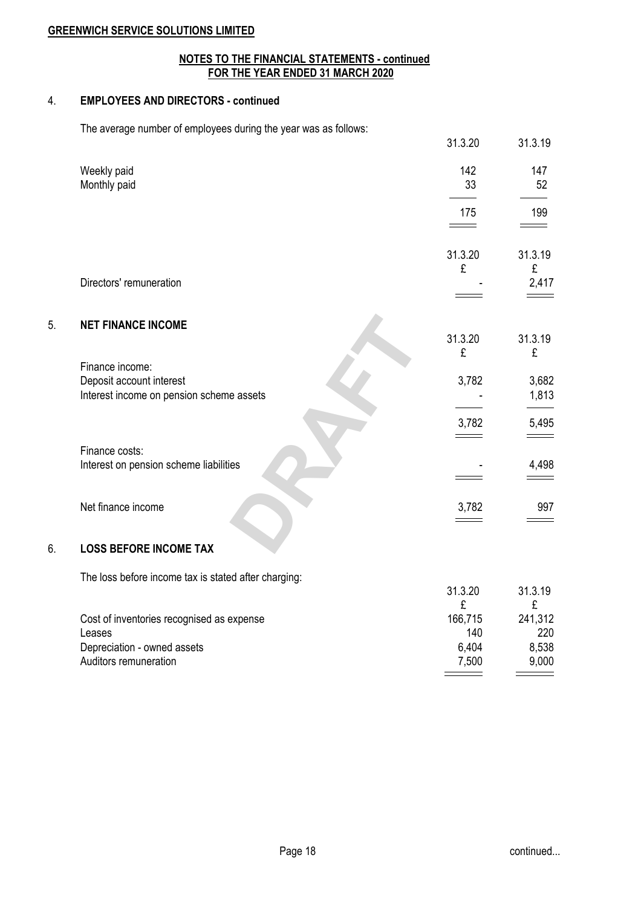**GREENWICH SERVICE SOLUTIONS LIMITED**

**NOTES TO THE FINANCIAL STATEMENTS - continued**
**FOR THE YEAR ENDED 31 MARCH 2020**

## 4. EMPLOYEES AND DIRECTORS - continued

The average number of employees during the year was as follows:

| | 31.3.20 | 31.3.19 |
|---|---|---|
| Weekly paid | 142 | 147 |
| Monthly paid | 33 | 52 |
| | 175 | 199 |

| | 31.3.20 | 31.3.19 |
|---|---|---|
| | £ | £ |
| Directors' remuneration | - | 2,417 |

## 5. NET FINANCE INCOME

| | 31.3.20 | 31.3.19 |
|---|---|---|
| | £ | £ |
| Finance income: | | |
| Deposit account interest | 3,782 | 3,682 |
| Interest income on pension scheme assets | - | 1,813 |
| | 3,782 | 5,495 |
| Finance costs: | | |
| Interest on pension scheme liabilities | - | 4,498 |
| Net finance income | 3,782 | 997 |

## 6. LOSS BEFORE INCOME TAX

The loss before income tax is stated after charging:

| | 31.3.20 | 31.3.19 |
|---|---|---|
| | £ | £ |
| Cost of inventories recognised as expense | 166,715 | 241,312 |
| Leases | 140 | 220 |
| Depreciation - owned assets | 6,404 | 8,538 |
| Auditors remuneration | 7,500 | 9,000 |

continued...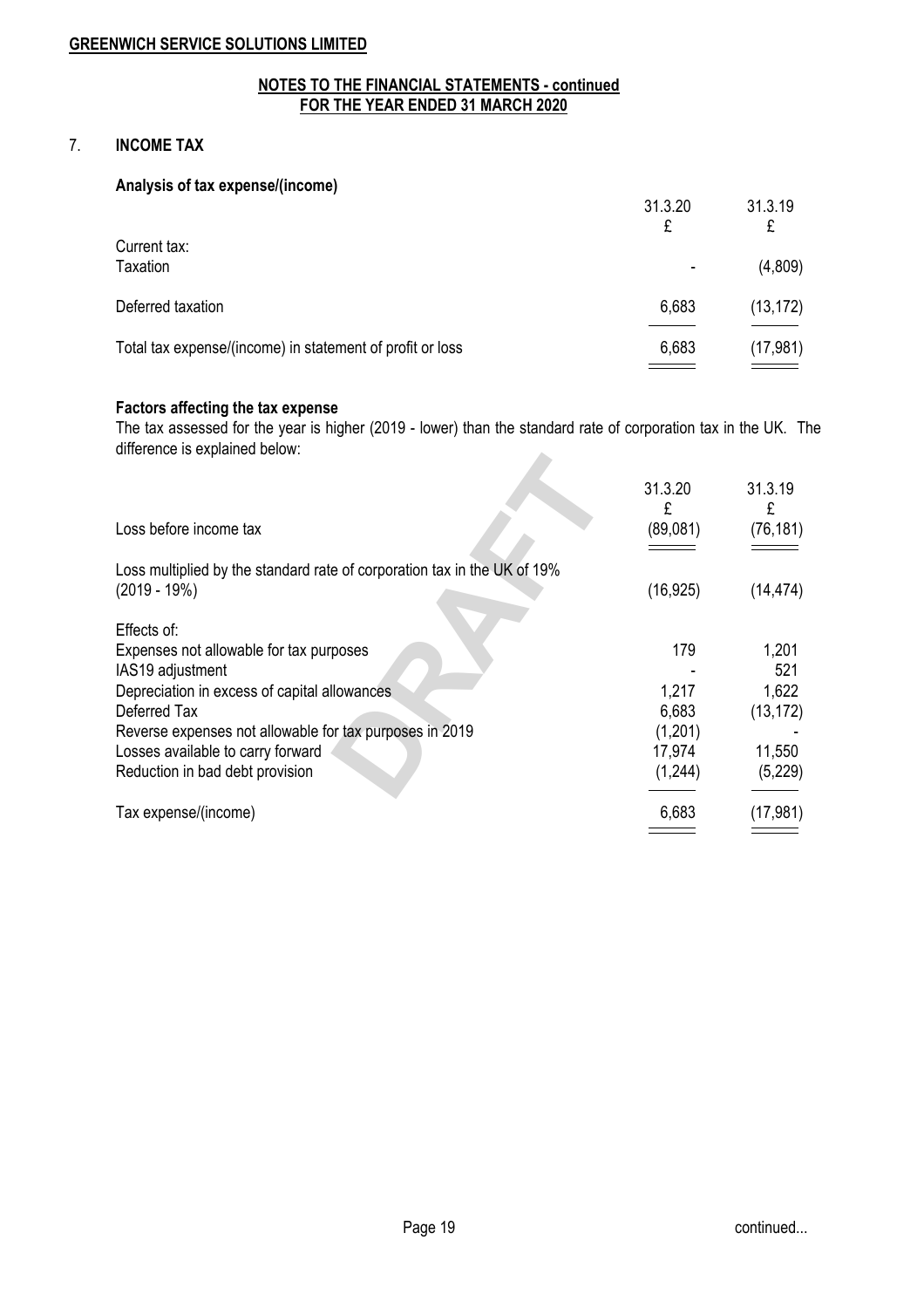**GREENWICH SERVICE SOLUTIONS LIMITED**

**NOTES TO THE FINANCIAL STATEMENTS - continued**
**FOR THE YEAR ENDED 31 MARCH 2020**

## 7. INCOME TAX

### Analysis of tax expense/(income)

| | 31.3.20 | 31.3.19 |
|---|---|---|
| | £ | £ |
| Current tax: | | |
| Taxation | - | (4,809) |
| Deferred taxation | 6,683 | (13,172) |
| Total tax expense/(income) in statement of profit or loss | 6,683 | (17,981) |

### Factors affecting the tax expense

The tax assessed for the year is higher (2019 - lower) than the standard rate of corporation tax in the UK. The difference is explained below:

| | 31.3.20 | 31.3.19 |
|---|---|---|
| | £ | £ |
| Loss before income tax | (89,081) | (76,181) |
| Loss multiplied by the standard rate of corporation tax in the UK of 19% (2019 - 19%) | (16,925) | (14,474) |
| Effects of: | | |
| Expenses not allowable for tax purposes | 179 | 1,201 |
| IAS19 adjustment | - | 521 |
| Depreciation in excess of capital allowances | 1,217 | 1,622 |
| Deferred Tax | 6,683 | (13,172) |
| Reverse expenses not allowable for tax purposes in 2019 | (1,201) | - |
| Losses available to carry forward | 17,974 | 11,550 |
| Reduction in bad debt provision | (1,244) | (5,229) |
| Tax expense/(income) | 6,683 | (17,981) |

continued...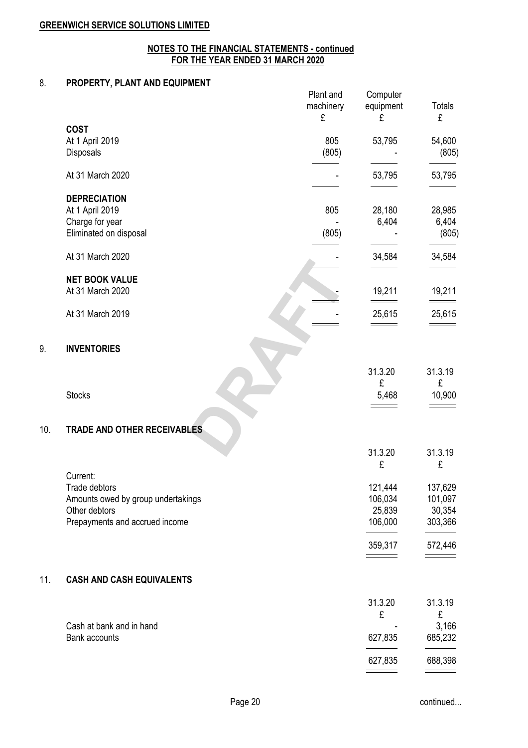**GREENWICH SERVICE SOLUTIONS LIMITED**

**NOTES TO THE FINANCIAL STATEMENTS - continued**
**FOR THE YEAR ENDED 31 MARCH 2020**

## 8. PROPERTY, PLANT AND EQUIPMENT

| | Plant and machinery £ | Computer equipment £ | Totals £ |
|---|---|---|---|
| **COST** | | | |
| At 1 April 2019 | 805 | 53,795 | 54,600 |
| Disposals | (805) | - | (805) |
| At 31 March 2020 | - | 53,795 | 53,795 |
| **DEPRECIATION** | | | |
| At 1 April 2019 | 805 | 28,180 | 28,985 |
| Charge for year | - | 6,404 | 6,404 |
| Eliminated on disposal | (805) | - | (805) |
| At 31 March 2020 | - | 34,584 | 34,584 |
| **NET BOOK VALUE** | | | |
| At 31 March 2020 | - | 19,211 | 19,211 |
| At 31 March 2019 | - | 25,615 | 25,615 |

## 9. INVENTORIES

| | 31.3.20 £ | 31.3.19 £ |
|---|---|---|
| Stocks | 5,468 | 10,900 |

## 10. TRADE AND OTHER RECEIVABLES

| | 31.3.20 £ | 31.3.19 £ |
|---|---|---|
| Current: | | |
| Trade debtors | 121,444 | 137,629 |
| Amounts owed by group undertakings | 106,034 | 101,097 |
| Other debtors | 25,839 | 30,354 |
| Prepayments and accrued income | 106,000 | 303,366 |
| | 359,317 | 572,446 |

## 11. CASH AND CASH EQUIVALENTS

| | 31.3.20 £ | 31.3.19 £ |
|---|---|---|
| Cash at bank and in hand | - | 3,166 |
| Bank accounts | 627,835 | 685,232 |
| | 627,835 | 688,398 |

continued...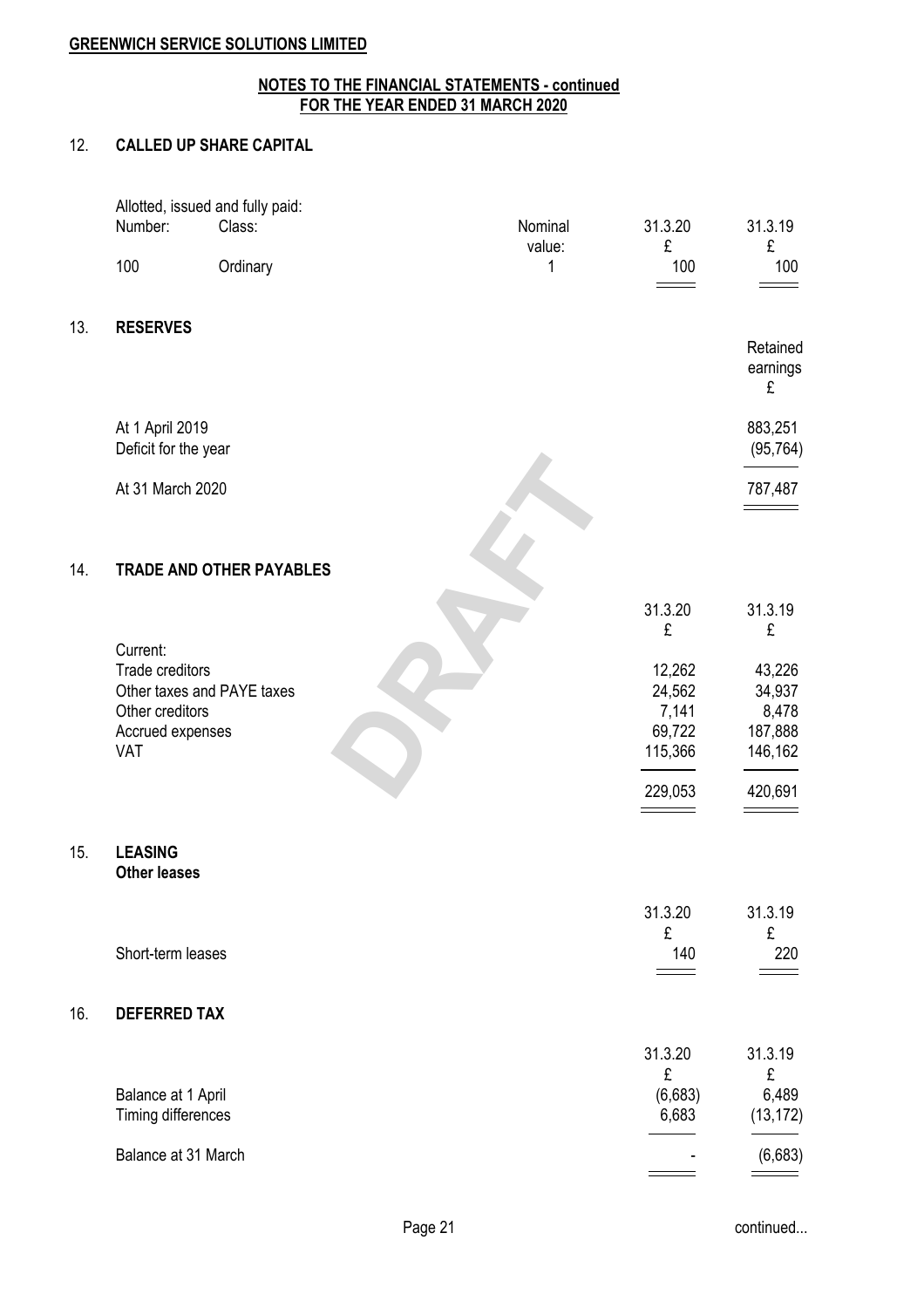**GREENWICH SERVICE SOLUTIONS LIMITED**

**NOTES TO THE FINANCIAL STATEMENTS - continued**
**FOR THE YEAR ENDED 31 MARCH 2020**

## 12. CALLED UP SHARE CAPITAL

Allotted, issued and fully paid:

| Number: | Class: | Nominal value: | 31.3.20 £ | 31.3.19 £ |
|---|---|---|---|---|
| 100 | Ordinary | 1 | 100 | 100 |

## 13. RESERVES

| | Retained earnings £ |
|---|---|
| At 1 April 2019 | 883,251 |
| Deficit for the year | (95,764) |
| At 31 March 2020 | 787,487 |

DRAFT

## 14. TRADE AND OTHER PAYABLES

| | 31.3.20 £ | 31.3.19 £ |
|---|---|---|
| Current: | | |
| Trade creditors | 12,262 | 43,226 |
| Other taxes and PAYE taxes | 24,562 | 34,937 |
| Other creditors | 7,141 | 8,478 |
| Accrued expenses | 69,722 | 187,888 |
| VAT | 115,366 | 146,162 |
| | 229,053 | 420,691 |

## 15. LEASING

**Other leases**

| | 31.3.20 £ | 31.3.19 £ |
|---|---|---|
| Short-term leases | 140 | 220 |

## 16. DEFERRED TAX

| | 31.3.20 £ | 31.3.19 £ |
|---|---|---|
| Balance at 1 April | (6,683) | 6,489 |
| Timing differences | 6,683 | (13,172) |
| Balance at 31 March | - | (6,683) |

continued...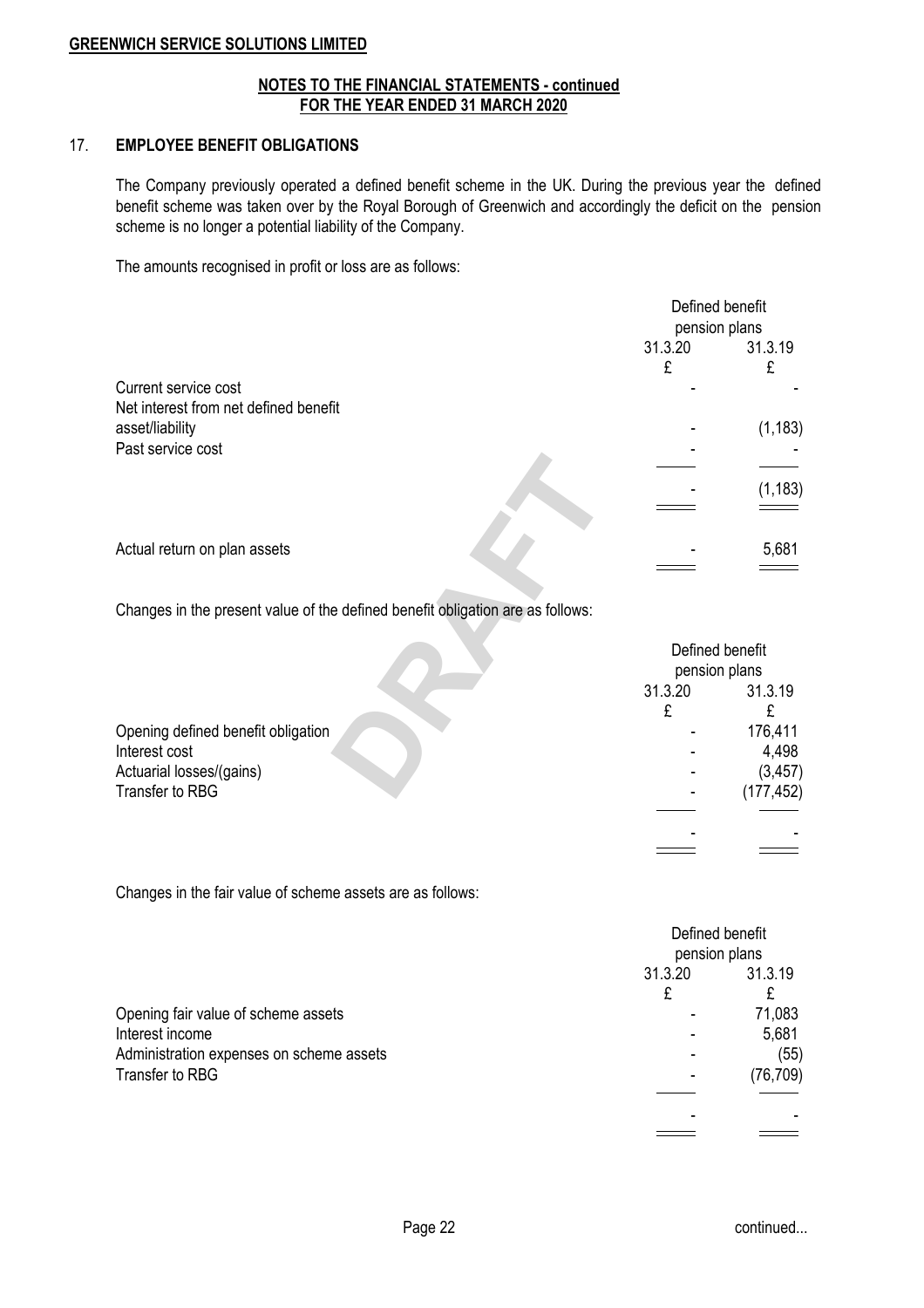## 17. EMPLOYEE BENEFIT OBLIGATIONS

The Company previously operated a defined benefit scheme in the UK. During the previous year the defined benefit scheme was taken over by the Royal Borough of Greenwich and accordingly the deficit on the pension scheme is no longer a potential liability of the Company.

The amounts recognised in profit or loss are as follows:

| | Defined benefit pension plans | |
|---|---|---|
| | 31.3.20 | 31.3.19 |
| | £ | £ |
| Current service cost | - | - |
| Net interest from net defined benefit asset/liability | - | (1,183) |
| Past service cost | - | - |
| | - | (1,183) |
| Actual return on plan assets | - | 5,681 |

Changes in the present value of the defined benefit obligation are as follows:

| | Defined benefit pension plans | |
|---|---|---|
| | 31.3.20 | 31.3.19 |
| | £ | £ |
| Opening defined benefit obligation | - | 176,411 |
| Interest cost | - | 4,498 |
| Actuarial losses/(gains) | - | (3,457) |
| Transfer to RBG | - | (177,452) |
| | - | - |

Changes in the fair value of scheme assets are as follows:

| | Defined benefit pension plans | |
|---|---|---|
| | 31.3.20 | 31.3.19 |
| | £ | £ |
| Opening fair value of scheme assets | - | 71,083 |
| Interest income | - | 5,681 |
| Administration expenses on scheme assets | - | (55) |
| Transfer to RBG | - | (76,709) |
| | - | - |

continued...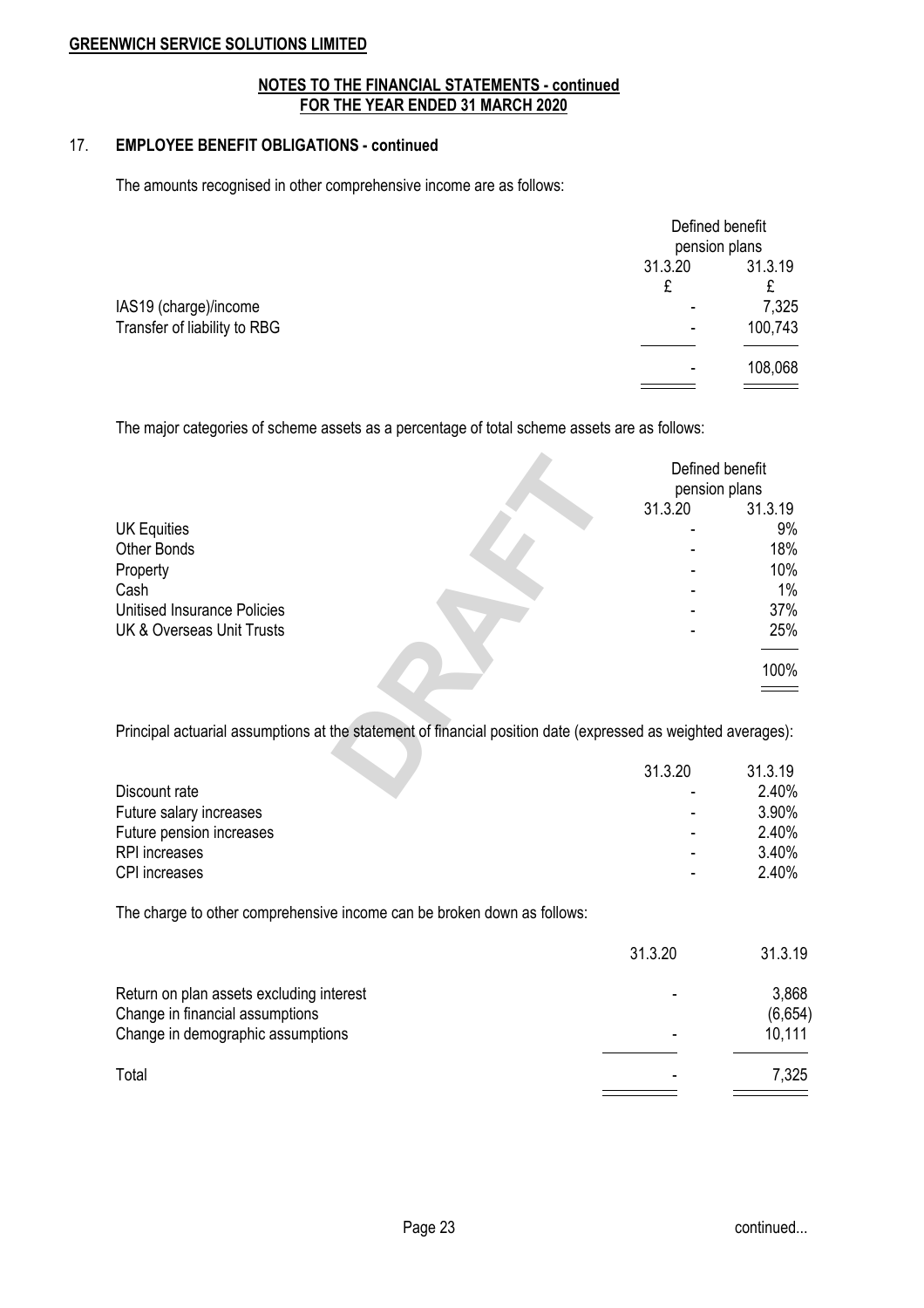**GREENWICH SERVICE SOLUTIONS LIMITED**

**NOTES TO THE FINANCIAL STATEMENTS - continued**
**FOR THE YEAR ENDED 31 MARCH 2020**

## 17. EMPLOYEE BENEFIT OBLIGATIONS - continued

The amounts recognised in other comprehensive income are as follows:

| | Defined benefit pension plans | |
|---|---|---|
| | 31.3.20 | 31.3.19 |
| | £ | £ |
| IAS19 (charge)/income | - | 7,325 |
| Transfer of liability to RBG | - | 100,743 |
| | - | 108,068 |

The major categories of scheme assets as a percentage of total scheme assets are as follows:

| | Defined benefit pension plans | |
|---|---|---|
| | 31.3.20 | 31.3.19 |
| UK Equities | - | 9% |
| Other Bonds | - | 18% |
| Property | - | 10% |
| Cash | - | 1% |
| Unitised Insurance Policies | - | 37% |
| UK & Overseas Unit Trusts | - | 25% |
| | | 100% |

Principal actuarial assumptions at the statement of financial position date (expressed as weighted averages):

| | 31.3.20 | 31.3.19 |
|---|---|---|
| Discount rate | - | 2.40% |
| Future salary increases | - | 3.90% |
| Future pension increases | - | 2.40% |
| RPI increases | - | 3.40% |
| CPI increases | - | 2.40% |

The charge to other comprehensive income can be broken down as follows:

| | 31.3.20 | 31.3.19 |
|---|---|---|
| Return on plan assets excluding interest | - | 3,868 |
| Change in financial assumptions | | (6,654) |
| Change in demographic assumptions | - | 10,111 |
| Total | - | 7,325 |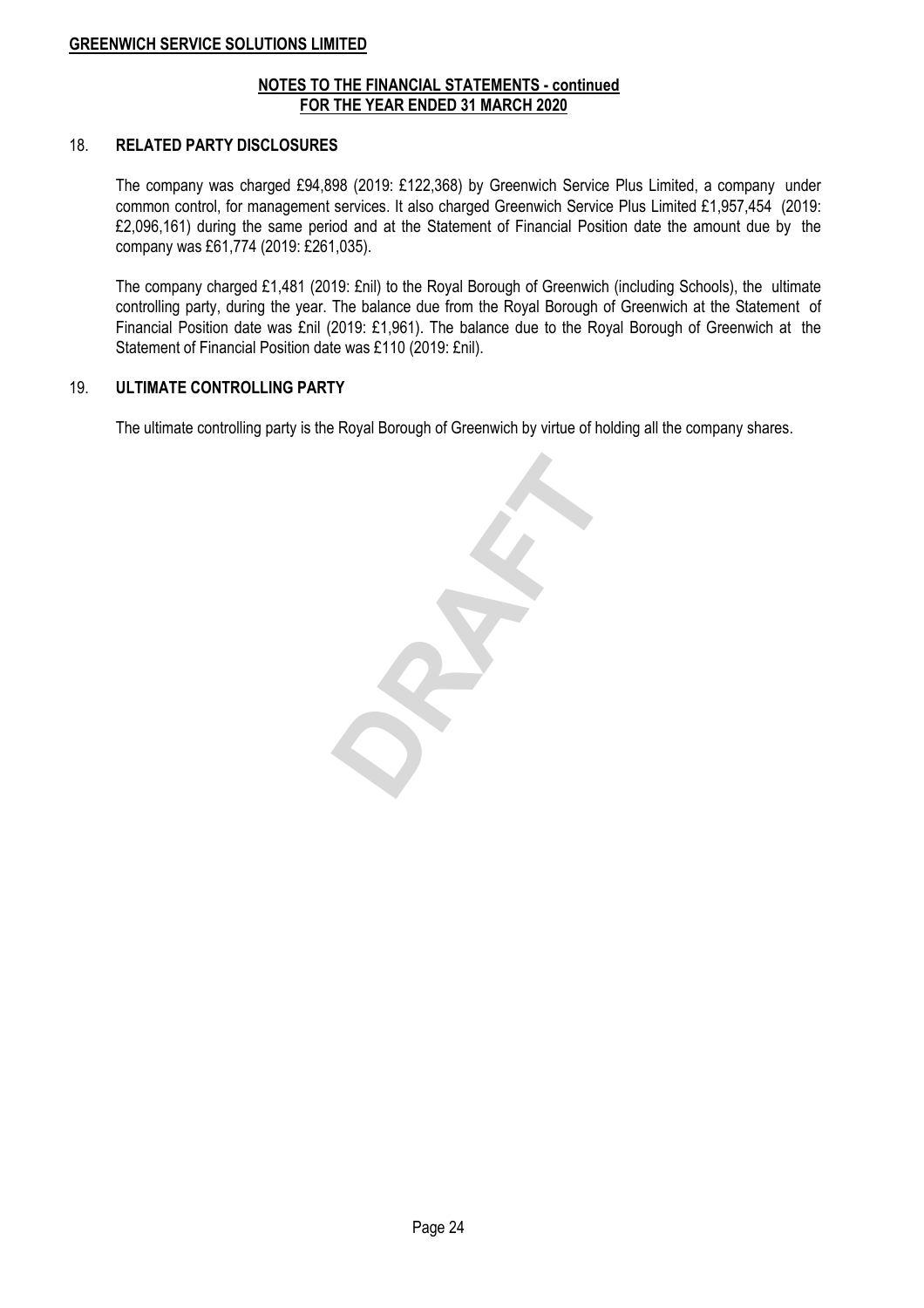**NOTES TO THE FINANCIAL STATEMENTS - continued**
**FOR THE YEAR ENDED 31 MARCH 2020**

## 18. RELATED PARTY DISCLOSURES

The company was charged £94,898 (2019: £122,368) by Greenwich Service Plus Limited, a company under common control, for management services. It also charged Greenwich Service Plus Limited £1,957,454 (2019: £2,096,161) during the same period and at the Statement of Financial Position date the amount due by the company was £61,774 (2019: £261,035).

The company charged £1,481 (2019: £nil) to the Royal Borough of Greenwich (including Schools), the ultimate controlling party, during the year. The balance due from the Royal Borough of Greenwich at the Statement of Financial Position date was £nil (2019: £1,961). The balance due to the Royal Borough of Greenwich at the Statement of Financial Position date was £110 (2019: £nil).

## 19. ULTIMATE CONTROLLING PARTY

The ultimate controlling party is the Royal Borough of Greenwich by virtue of holding all the company shares.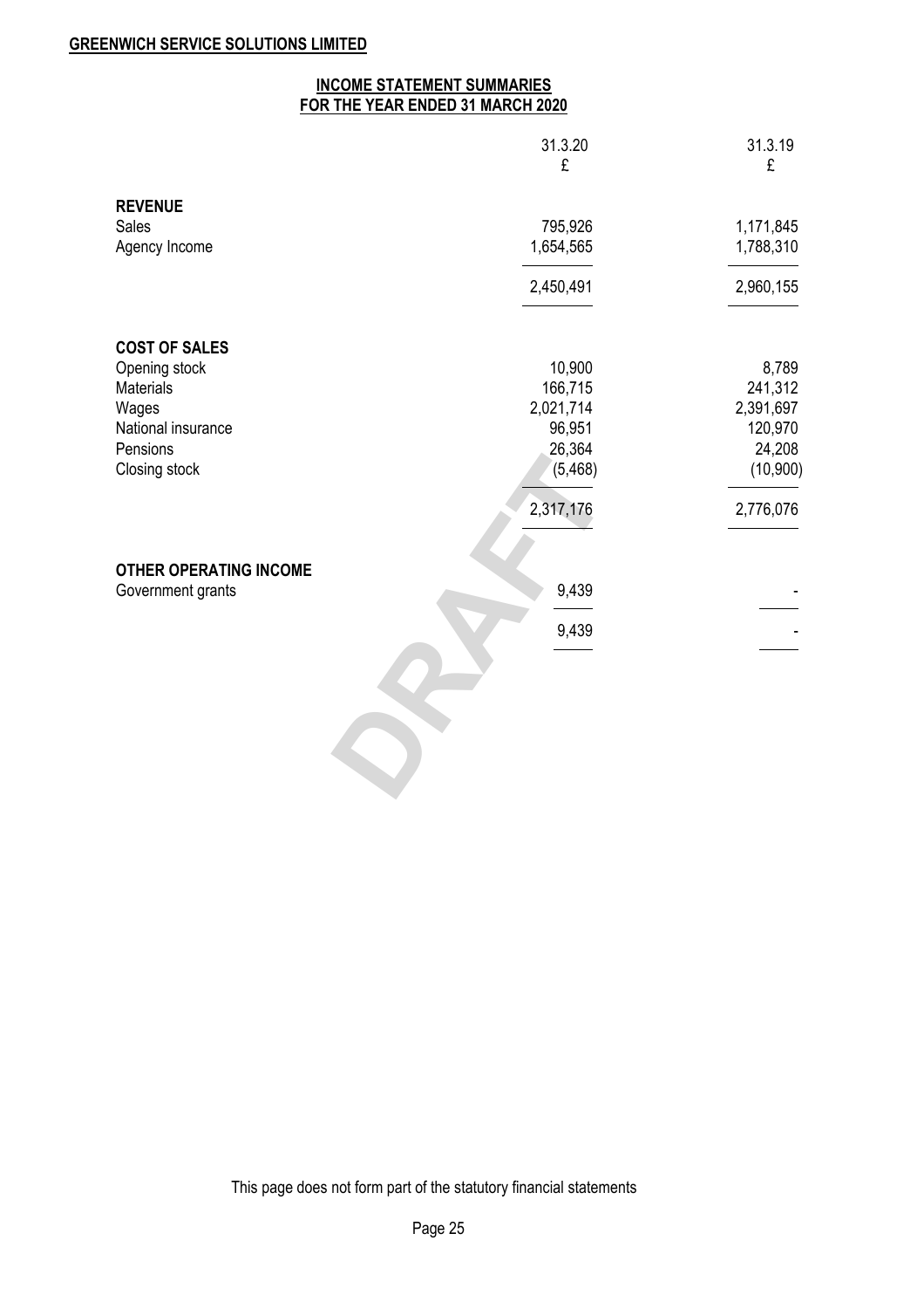**GREENWICH SERVICE SOLUTIONS LIMITED**

## INCOME STATEMENT SUMMARIES
## FOR THE YEAR ENDED 31 MARCH 2020

| | 31.3.20 £ | 31.3.19 £ |
|---|---|---|
| **REVENUE** | | |
| Sales | 795,926 | 1,171,845 |
| Agency Income | 1,654,565 | 1,788,310 |
| | 2,450,491 | 2,960,155 |
| **COST OF SALES** | | |
| Opening stock | 10,900 | 8,789 |
| Materials | 166,715 | 241,312 |
| Wages | 2,021,714 | 2,391,697 |
| National insurance | 96,951 | 120,970 |
| Pensions | 26,364 | 24,208 |
| Closing stock | (5,468) | (10,900) |
| | 2,317,176 | 2,776,076 |
| **OTHER OPERATING INCOME** | | |
| Government grants | 9,439 | - |
| | 9,439 | - |

DRAFT

This page does not form part of the statutory financial statements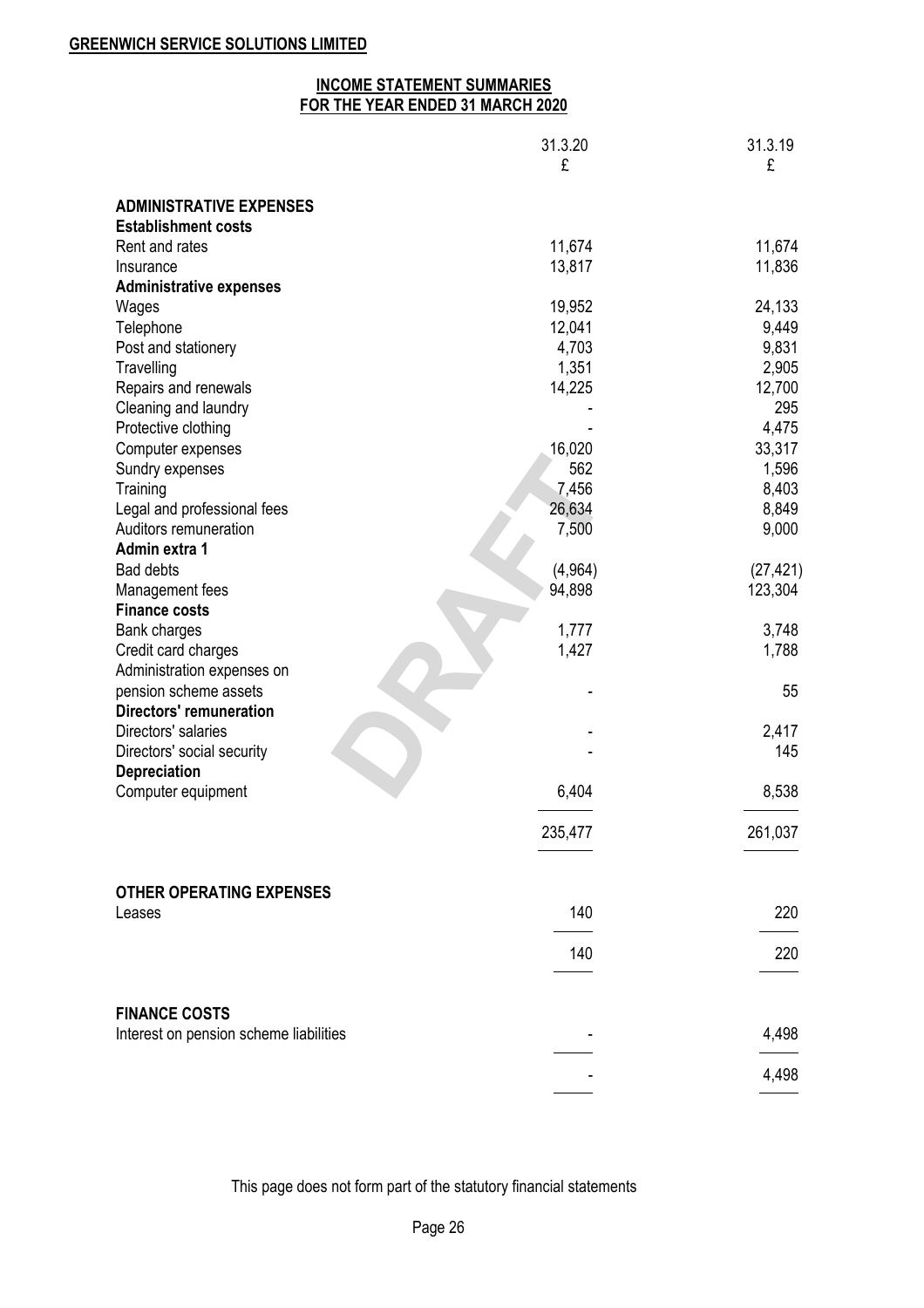**GREENWICH SERVICE SOLUTIONS LIMITED**

## INCOME STATEMENT SUMMARIES
## FOR THE YEAR ENDED 31 MARCH 2020

| | 31.3.20 | 31.3.19 |
|---|---|---|
| | £ | £ |
| **ADMINISTRATIVE EXPENSES** | | |
| **Establishment costs** | | |
| Rent and rates | 11,674 | 11,674 |
| Insurance | 13,817 | 11,836 |
| **Administrative expenses** | | |
| Wages | 19,952 | 24,133 |
| Telephone | 12,041 | 9,449 |
| Post and stationery | 4,703 | 9,831 |
| Travelling | 1,351 | 2,905 |
| Repairs and renewals | 14,225 | 12,700 |
| Cleaning and laundry | - | 295 |
| Protective clothing | - | 4,475 |
| Computer expenses | 16,020 | 33,317 |
| Sundry expenses | 562 | 1,596 |
| Training | 7,456 | 8,403 |
| Legal and professional fees | 26,634 | 8,849 |
| Auditors remuneration | 7,500 | 9,000 |
| **Admin extra 1** | | |
| Bad debts | (4,964) | (27,421) |
| Management fees | 94,898 | 123,304 |
| **Finance costs** | | |
| Bank charges | 1,777 | 3,748 |
| Credit card charges | 1,427 | 1,788 |
| Administration expenses on pension scheme assets | - | 55 |
| **Directors' remuneration** | | |
| Directors' salaries | - | 2,417 |
| Directors' social security | - | 145 |
| **Depreciation** | | |
| Computer equipment | 6,404 | 8,538 |
| | 235,477 | 261,037 |
| | | |
| **OTHER OPERATING EXPENSES** | | |
| Leases | 140 | 220 |
| | 140 | 220 |
| | | |
| **FINANCE COSTS** | | |
| Interest on pension scheme liabilities | - | 4,498 |
| | - | 4,498 |

This page does not form part of the statutory financial statements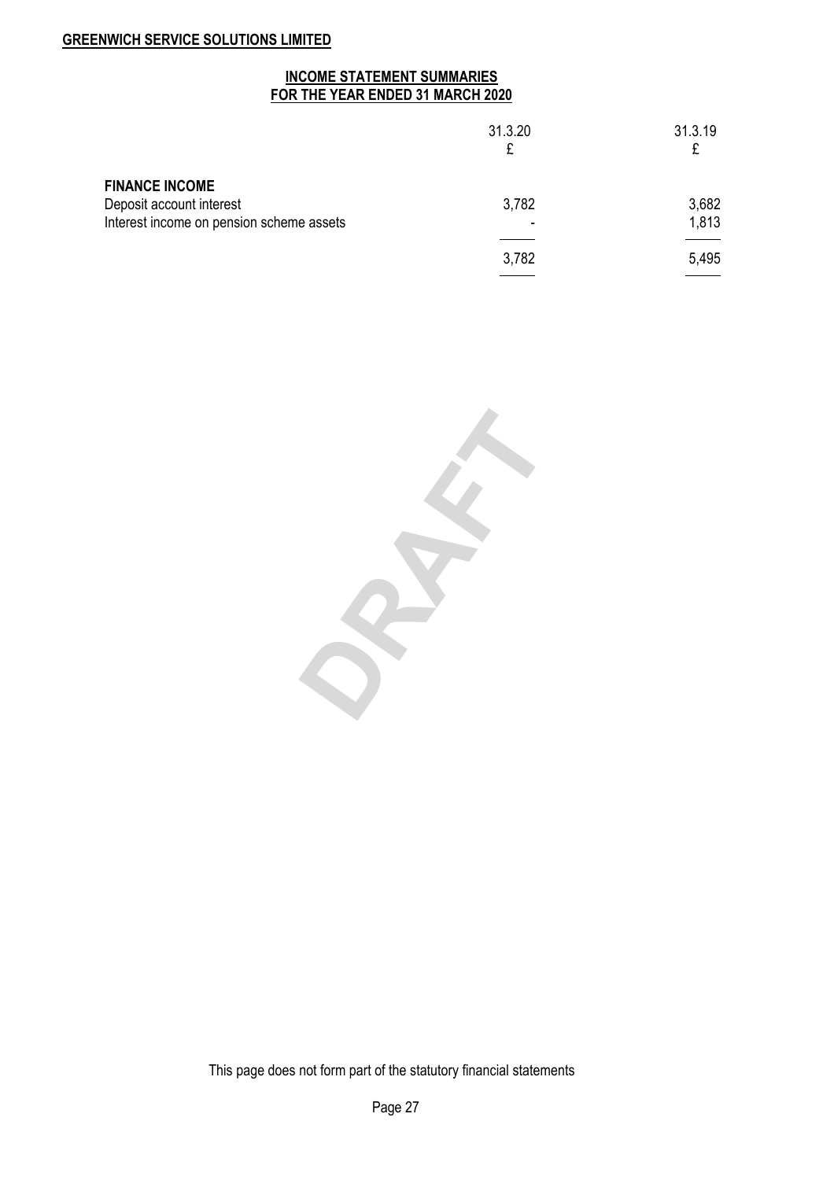**GREENWICH SERVICE SOLUTIONS LIMITED**

## INCOME STATEMENT SUMMARIES
## FOR THE YEAR ENDED 31 MARCH 2020

| | 31.3.20 £ | 31.3.19 £ |
|---|---|---|
| **FINANCE INCOME** | | |
| Deposit account interest | 3,782 | 3,682 |
| Interest income on pension scheme assets | - | 1,813 |
| | 3,782 | 5,495 |

DRAFT

This page does not form part of the statutory financial statements